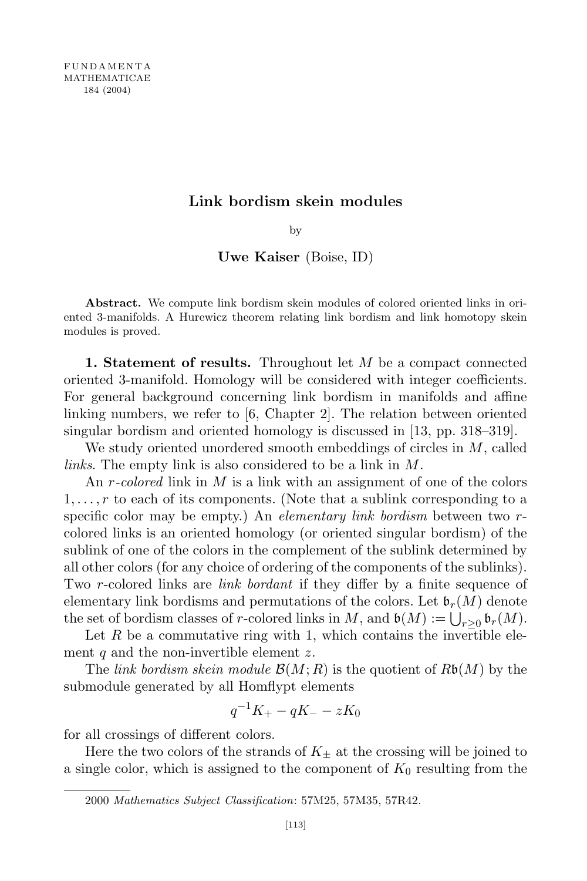# Link bordism skein modules

by

**Uwe Kaiser** (Boise, ID)

**Abstract.** We compute link bordism skein modules of colored oriented links in oriented 3-manifolds. A Hurewicz theorem relating link bordism and link homotopy skein modules is proved.

**1. Statement of results.** Throughout let $M$ be a compact connected oriented 3-manifold. Homology will be considered with integer coefficients. For general background concerning link bordism in manifolds and affine linking numbers, we refer to [6, Chapter 2]. The relation between oriented singular bordism and oriented homology is discussed in [13, pp. 318–319].

We study oriented unordered smooth embeddings of circles in $M$, called *links*. The empty link is also considered to be a link in $M$.

An $r$-*colored* link in $M$ is a link with an assignment of one of the colors $1, \ldots, r$ to each of its components. (Note that a sublink corresponding to a specific color may be empty.) An *elementary link bordism* between two $r$-colored links is an oriented homology (or oriented singular bordism) of the sublink of one of the colors in the complement of the sublink determined by all other colors (for any choice of ordering of the components of the sublinks). Two $r$-colored links are *link bordant* if they differ by a finite sequence of elementary link bordisms and permutations of the colors. Let $\mathfrak{b}_r(M)$ denote the set of bordism classes of $r$-colored links in $M$, and $\mathfrak{b}(M) := \bigcup_{r\geq 0} \mathfrak{b}_r(M)$.

Let $R$ be a commutative ring with 1, which contains the invertible element $q$ and the non-invertible element $z$.

The *link bordism skein module* $\mathcal{B}(M;R)$ is the quotient of $R\mathfrak{b}(M)$ by the submodule generated by all Homflypt elements

$$q^{-1}K_+ - qK_- - zK_0$$

for all crossings of different colors.

Here the two colors of the strands of $K_\pm$ at the crossing will be joined to a single color, which is assigned to the component of $K_0$ resulting from the

---

2000 *Mathematics Subject Classification*: 57M25, 57M35, 57R42.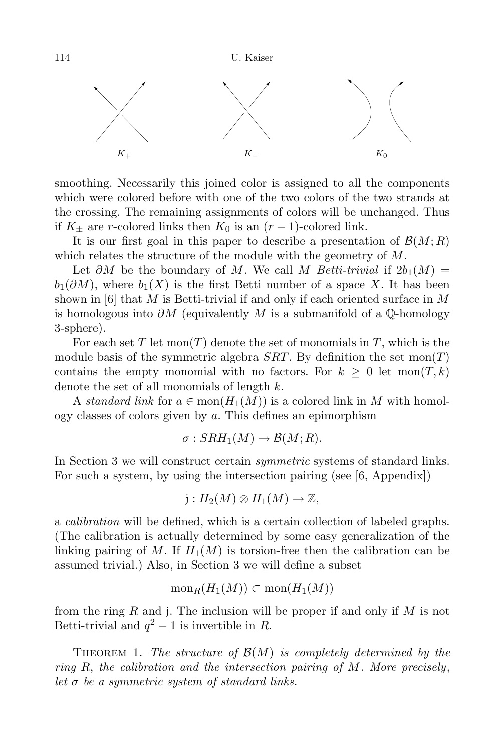$K_+$ $K_-$ $K_0$

smoothing. Necessarily this joined color is assigned to all the components which were colored before with one of the two colors of the two strands at the crossing. The remaining assignments of colors will be unchanged. Thus if $K_\pm$ are $r$-colored links then $K_0$ is an $(r-1)$-colored link.

It is our first goal in this paper to describe a presentation of $\mathcal{B}(M;R)$ which relates the structure of the module with the geometry of $M$.

Let $\partial M$ be the boundary of $M$. We call $M$ *Betti-trivial* if $2b_1(M) = b_1(\partial M)$, where $b_1(X)$ is the first Betti number of a space $X$. It has been shown in [6] that $M$ is Betti-trivial if and only if each oriented surface in $M$ is homologous into $\partial M$ (equivalently $M$ is a submanifold of a $\mathbb{Q}$-homology 3-sphere).

For each set $T$ let $\mathrm{mon}(T)$ denote the set of monomials in $T$, which is the module basis of the symmetric algebra $SRT$. By definition the set $\mathrm{mon}(T)$ contains the empty monomial with no factors. For $k \geq 0$ let $\mathrm{mon}(T,k)$ denote the set of all monomials of length $k$.

A *standard link* for $a \in \mathrm{mon}(H_1(M))$ is a colored link in $M$ with homology classes of colors given by $a$. This defines an epimorphism

$$\sigma : SRH_1(M) \to \mathcal{B}(M;R).$$

In Section 3 we will construct certain *symmetric* systems of standard links. For such a system, by using the intersection pairing (see [6, Appendix])

$$\mathfrak{j} : H_2(M) \otimes H_1(M) \to \mathbb{Z},$$

a *calibration* will be defined, which is a certain collection of labeled graphs. (The calibration is actually determined by some easy generalization of the linking pairing of $M$. If $H_1(M)$ is torsion-free then the calibration can be assumed trivial.) Also, in Section 3 we will define a subset

$$\mathrm{mon}_R(H_1(M)) \subset \mathrm{mon}(H_1(M))$$

from the ring $R$ and $\mathfrak{j}$. The inclusion will be proper if and only if $M$ is not Betti-trivial and $q^2 - 1$ is invertible in $R$.

Theorem 1. *The structure of $\mathcal{B}(M)$ is completely determined by the ring $R$, the calibration and the intersection pairing of $M$. More precisely, let $\sigma$ be a symmetric system of standard links.*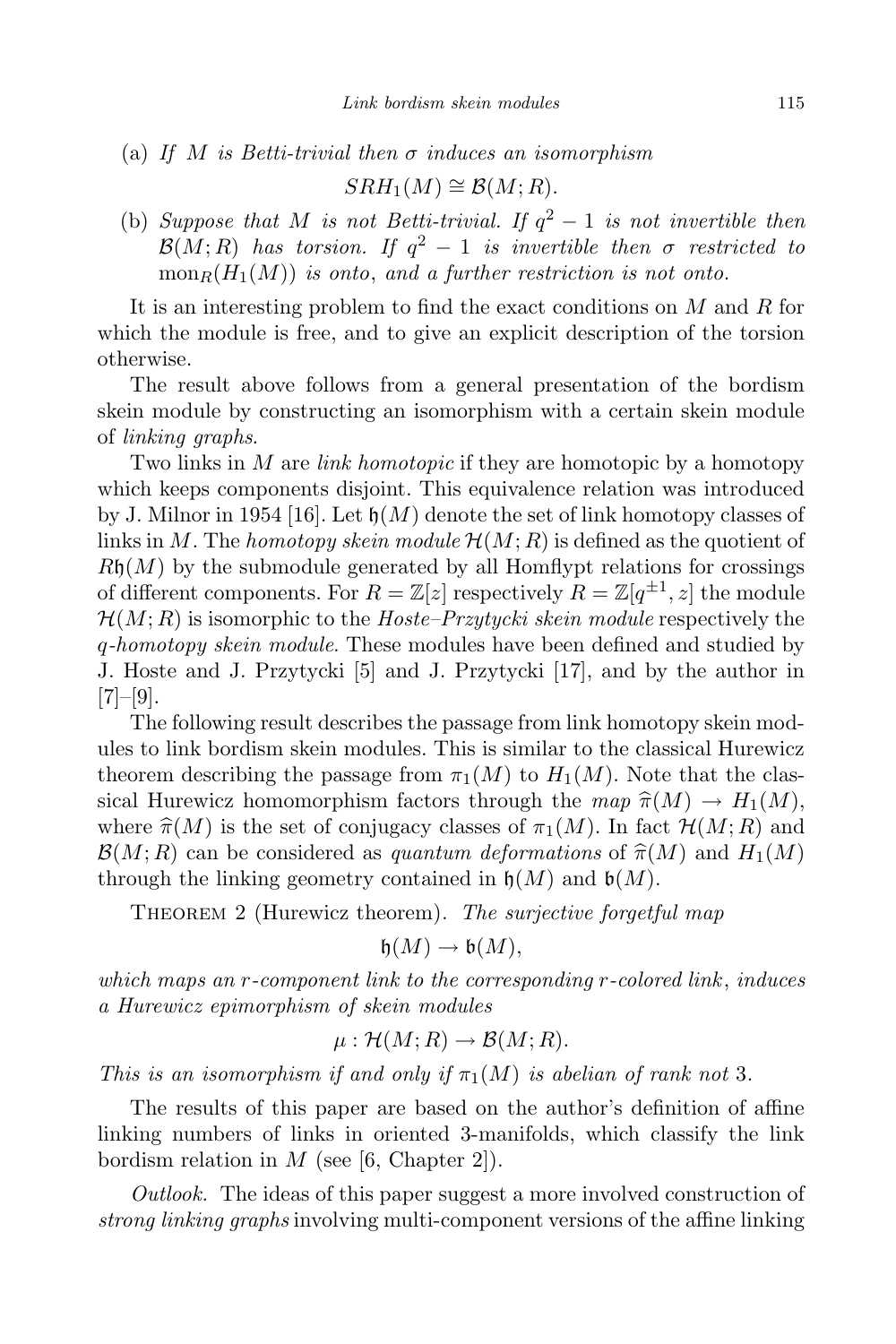(a) *If $M$ is Betti-trivial then $\sigma$ induces an isomorphism*

$$SRH_1(M) \cong \mathcal{B}(M;R).$$

(b) *Suppose that $M$ is not Betti-trivial. If $q^2-1$ is not invertible then $\mathcal{B}(M;R)$ has torsion. If $q^2-1$ is invertible then $\sigma$ restricted to $\mathrm{mon}_R(H_1(M))$ is onto, and a further restriction is not onto.*

It is an interesting problem to find the exact conditions on $M$ and $R$ for which the module is free, and to give an explicit description of the torsion otherwise.

The result above follows from a general presentation of the bordism skein module by constructing an isomorphism with a certain skein module of *linking graphs*.

Two links in $M$ are *link homotopic* if they are homotopic by a homotopy which keeps components disjoint. This equivalence relation was introduced by J. Milnor in 1954 [16]. Let $\mathfrak{h}(M)$ denote the set of link homotopy classes of links in $M$. The *homotopy skein module* $\mathcal{H}(M;R)$ is defined as the quotient of $R\mathfrak{h}(M)$ by the submodule generated by all Homflypt relations for crossings of different components. For $R=\mathbb{Z}[z]$ respectively $R=\mathbb{Z}[q^{\pm 1},z]$ the module $\mathcal{H}(M;R)$ is isomorphic to the *Hoste–Przytycki skein module* respectively the *q-homotopy skein module*. These modules have been defined and studied by J. Hoste and J. Przytycki [5] and J. Przytycki [17], and by the author in [7]–[9].

The following result describes the passage from link homotopy skein modules to link bordism skein modules. This is similar to the classical Hurewicz theorem describing the passage from $\pi_1(M)$ to $H_1(M)$. Note that the classical Hurewicz homomorphism factors through the *map* $\widehat{\pi}(M)\to H_1(M)$, where $\widehat{\pi}(M)$ is the set of conjugacy classes of $\pi_1(M)$. In fact $\mathcal{H}(M;R)$ and $\mathcal{B}(M;R)$ can be considered as *quantum deformations* of $\widehat{\pi}(M)$ and $H_1(M)$ through the linking geometry contained in $\mathfrak{h}(M)$ and $\mathfrak{b}(M)$.

Theorem 2 (Hurewicz theorem). *The surjective forgetful map*

$$\mathfrak{h}(M)\to\mathfrak{b}(M),$$

*which maps an $r$-component link to the corresponding $r$-colored link, induces a Hurewicz epimorphism of skein modules*

$$\mu:\mathcal{H}(M;R)\to\mathcal{B}(M;R).$$

*This is an isomorphism if and only if $\pi_1(M)$ is abelian of rank not* 3.

The results of this paper are based on the author's definition of affine linking numbers of links in oriented 3-manifolds, which classify the link bordism relation in $M$ (see [6, Chapter 2]).

*Outlook.* The ideas of this paper suggest a more involved construction of *strong linking graphs* involving multi-component versions of the affine linking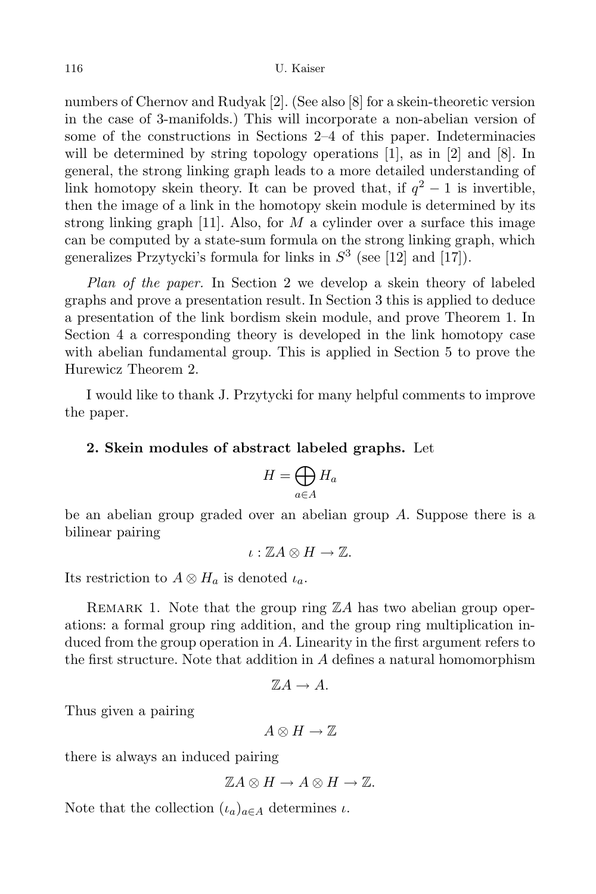numbers of Chernov and Rudyak [2]. (See also [8] for a skein-theoretic version in the case of 3-manifolds.) This will incorporate a non-abelian version of some of the constructions in Sections 2–4 of this paper. Indeterminacies will be determined by string topology operations [1], as in [2] and [8]. In general, the strong linking graph leads to a more detailed understanding of link homotopy skein theory. It can be proved that, if $q^2 - 1$ is invertible, then the image of a link in the homotopy skein module is determined by its strong linking graph [11]. Also, for $M$ a cylinder over a surface this image can be computed by a state-sum formula on the strong linking graph, which generalizes Przytycki's formula for links in $S^3$ (see [12] and [17]).

*Plan of the paper.* In Section 2 we develop a skein theory of labeled graphs and prove a presentation result. In Section 3 this is applied to deduce a presentation of the link bordism skein module, and prove Theorem 1. In Section 4 a corresponding theory is developed in the link homotopy case with abelian fundamental group. This is applied in Section 5 to prove the Hurewicz Theorem 2.

I would like to thank J. Przytycki for many helpful comments to improve the paper.

## 2. Skein modules of abstract labeled graphs.

Let

$$H = \bigoplus_{a \in A} H_a$$

be an abelian group graded over an abelian group $A$. Suppose there is a bilinear pairing

$$\iota : \mathbb{Z}A \otimes H \to \mathbb{Z}.$$

Its restriction to $A \otimes H_a$ is denoted $\iota_a$.

REMARK 1. Note that the group ring $\mathbb{Z}A$ has two abelian group operations: a formal group ring addition, and the group ring multiplication induced from the group operation in $A$. Linearity in the first argument refers to the first structure. Note that addition in $A$ defines a natural homomorphism

$$\mathbb{Z}A \to A.$$

Thus given a pairing

$$A \otimes H \to \mathbb{Z}$$

there is always an induced pairing

$$\mathbb{Z}A \otimes H \to A \otimes H \to \mathbb{Z}.$$

Note that the collection $(\iota_a)_{a \in A}$ determines $\iota$.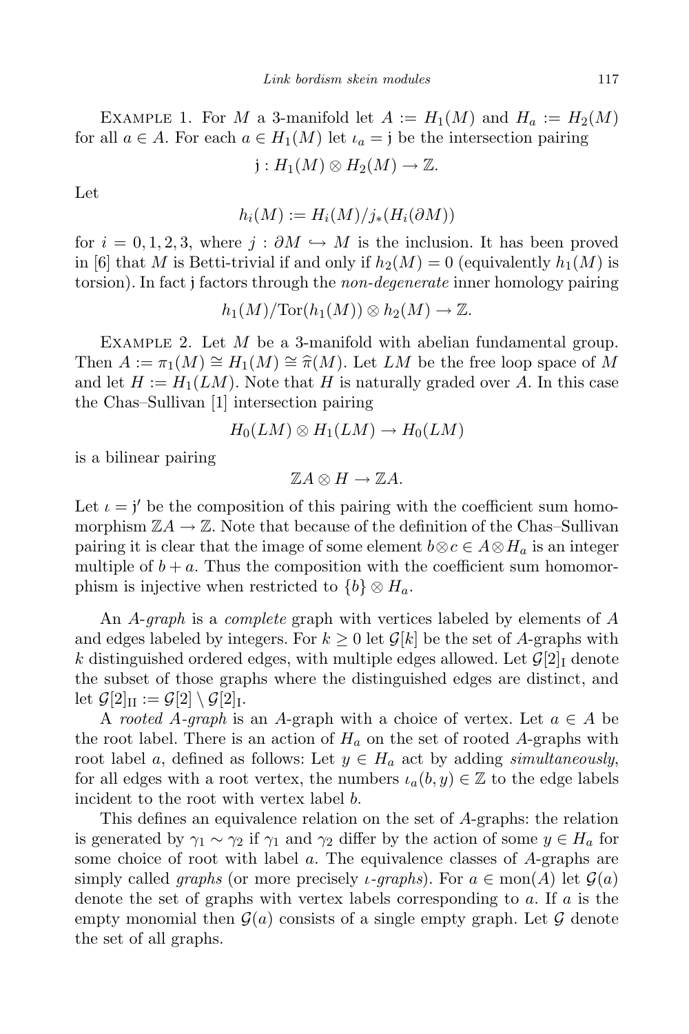Example 1. For $M$ a 3-manifold let $A := H_1(M)$ and $H_a := H_2(M)$ for all $a \in A$. For each $a \in H_1(M)$ let $\iota_a = \mathfrak{j}$ be the intersection pairing

$$\mathfrak{j} : H_1(M) \otimes H_2(M) \to \mathbb{Z}.$$

Let

$$h_i(M) := H_i(M)/j_*(H_i(\partial M))$$

for $i = 0, 1, 2, 3$, where $j : \partial M \hookrightarrow M$ is the inclusion. It has been proved in [6] that $M$ is Betti-trivial if and only if $h_2(M) = 0$ (equivalently $h_1(M)$ is torsion). In fact $\mathfrak{j}$ factors through the *non-degenerate* inner homology pairing

$$h_1(M)/\mathrm{Tor}(h_1(M)) \otimes h_2(M) \to \mathbb{Z}.$$

Example 2. Let $M$ be a 3-manifold with abelian fundamental group. Then $A := \pi_1(M) \cong H_1(M) \cong \widehat{\pi}(M)$. Let $LM$ be the free loop space of $M$ and let $H := H_1(LM)$. Note that $H$ is naturally graded over $A$. In this case the Chas–Sullivan [1] intersection pairing

$$H_0(LM) \otimes H_1(LM) \to H_0(LM)$$

is a bilinear pairing

$$\mathbb{Z}A \otimes H \to \mathbb{Z}A.$$

Let $\iota = \mathfrak{j}'$ be the composition of this pairing with the coefficient sum homomorphism $\mathbb{Z}A \to \mathbb{Z}$. Note that because of the definition of the Chas–Sullivan pairing it is clear that the image of some element $b \otimes c \in A \otimes H_a$ is an integer multiple of $b + a$. Thus the composition with the coefficient sum homomorphism is injective when restricted to $\{b\} \otimes H_a$.

An *A-graph* is a *complete* graph with vertices labeled by elements of $A$ and edges labeled by integers. For $k \geq 0$ let $\mathcal{G}[k]$ be the set of $A$-graphs with $k$ distinguished ordered edges, with multiple edges allowed. Let $\mathcal{G}[2]_{\mathrm{I}}$ denote the subset of those graphs where the distinguished edges are distinct, and let $\mathcal{G}[2]_{\mathrm{II}} := \mathcal{G}[2] \setminus \mathcal{G}[2]_{\mathrm{I}}$.

A *rooted A-graph* is an $A$-graph with a choice of vertex. Let $a \in A$ be the root label. There is an action of $H_a$ on the set of rooted $A$-graphs with root label $a$, defined as follows: Let $y \in H_a$ act by adding *simultaneously*, for all edges with a root vertex, the numbers $\iota_a(b, y) \in \mathbb{Z}$ to the edge labels incident to the root with vertex label $b$.

This defines an equivalence relation on the set of $A$-graphs: the relation is generated by $\gamma_1 \sim \gamma_2$ if $\gamma_1$ and $\gamma_2$ differ by the action of some $y \in H_a$ for some choice of root with label $a$. The equivalence classes of $A$-graphs are simply called *graphs* (or more precisely *$\iota$-graphs*). For $a \in \mathrm{mon}(A)$ let $\mathcal{G}(a)$ denote the set of graphs with vertex labels corresponding to $a$. If $a$ is the empty monomial then $\mathcal{G}(a)$ consists of a single empty graph. Let $\mathcal{G}$ denote the set of all graphs.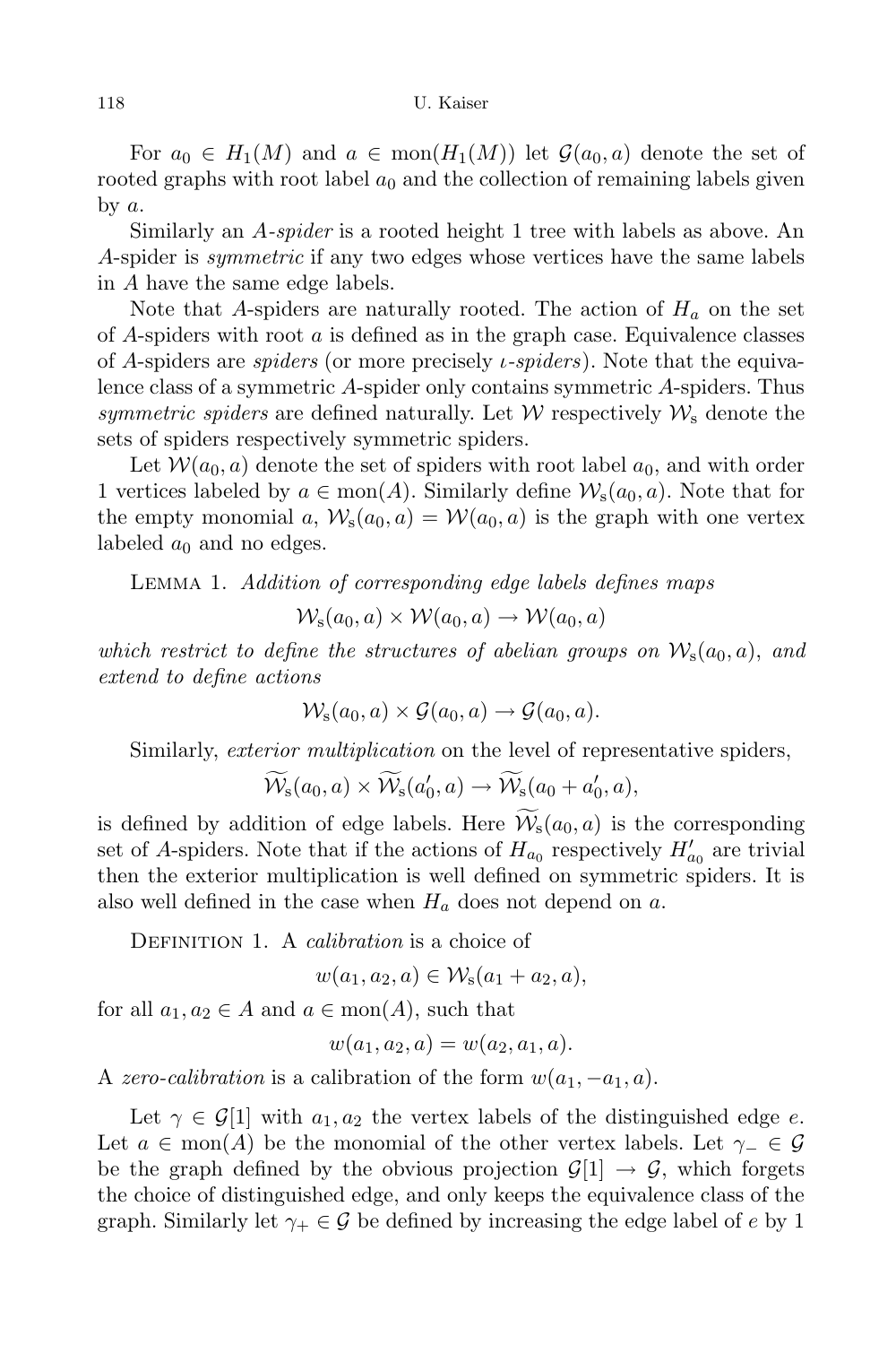For $a_0 \in H_1(M)$ and $a \in \mathrm{mon}(H_1(M))$ let $\mathcal{G}(a_0, a)$ denote the set of rooted graphs with root label $a_0$ and the collection of remaining labels given by $a$.

Similarly an *A-spider* is a rooted height 1 tree with labels as above. An $A$-spider is *symmetric* if any two edges whose vertices have the same labels in $A$ have the same edge labels.

Note that $A$-spiders are naturally rooted. The action of $H_a$ on the set of $A$-spiders with root $a$ is defined as in the graph case. Equivalence classes of $A$-spiders are *spiders* (or more precisely *ι-spiders*). Note that the equivalence class of a symmetric $A$-spider only contains symmetric $A$-spiders. Thus *symmetric spiders* are defined naturally. Let $\mathcal{W}$ respectively $\mathcal{W}_{\mathrm{s}}$ denote the sets of spiders respectively symmetric spiders.

Let $\mathcal{W}(a_0, a)$ denote the set of spiders with root label $a_0$, and with order 1 vertices labeled by $a \in \mathrm{mon}(A)$. Similarly define $\mathcal{W}_{\mathrm{s}}(a_0, a)$. Note that for the empty monomial $a$, $\mathcal{W}_{\mathrm{s}}(a_0, a) = \mathcal{W}(a_0, a)$ is the graph with one vertex labeled $a_0$ and no edges.

Lemma 1. *Addition of corresponding edge labels defines maps*

$$\mathcal{W}_{\mathrm{s}}(a_0, a) \times \mathcal{W}(a_0, a) \to \mathcal{W}(a_0, a)$$

*which restrict to define the structures of abelian groups on* $\mathcal{W}_{\mathrm{s}}(a_0, a)$, *and extend to define actions*

$$\mathcal{W}_{\mathrm{s}}(a_0, a) \times \mathcal{G}(a_0, a) \to \mathcal{G}(a_0, a).$$

Similarly, *exterior multiplication* on the level of representative spiders,

$$\widetilde{\mathcal{W}}_{\mathrm{s}}(a_0, a) \times \widetilde{\mathcal{W}}_{\mathrm{s}}(a_0', a) \to \widetilde{\mathcal{W}}_{\mathrm{s}}(a_0 + a_0', a),$$

is defined by addition of edge labels. Here $\widetilde{\mathcal{W}}_{\mathrm{s}}(a_0, a)$ is the corresponding set of $A$-spiders. Note that if the actions of $H_{a_0}$ respectively $H_{a_0}'$ are trivial then the exterior multiplication is well defined on symmetric spiders. It is also well defined in the case when $H_a$ does not depend on $a$.

Definition 1. A *calibration* is a choice of

$$w(a_1, a_2, a) \in \mathcal{W}_{\mathrm{s}}(a_1 + a_2, a),$$

for all $a_1, a_2 \in A$ and $a \in \mathrm{mon}(A)$, such that

$$w(a_1, a_2, a) = w(a_2, a_1, a).$$

A *zero-calibration* is a calibration of the form $w(a_1, -a_1, a)$.

Let $\gamma \in \mathcal{G}[1]$ with $a_1, a_2$ the vertex labels of the distinguished edge $e$. Let $a \in \mathrm{mon}(A)$ be the monomial of the other vertex labels. Let $\gamma_- \in \mathcal{G}$ be the graph defined by the obvious projection $\mathcal{G}[1] \to \mathcal{G}$, which forgets the choice of distinguished edge, and only keeps the equivalence class of the graph. Similarly let $\gamma_+ \in \mathcal{G}$ be defined by increasing the edge label of $e$ by 1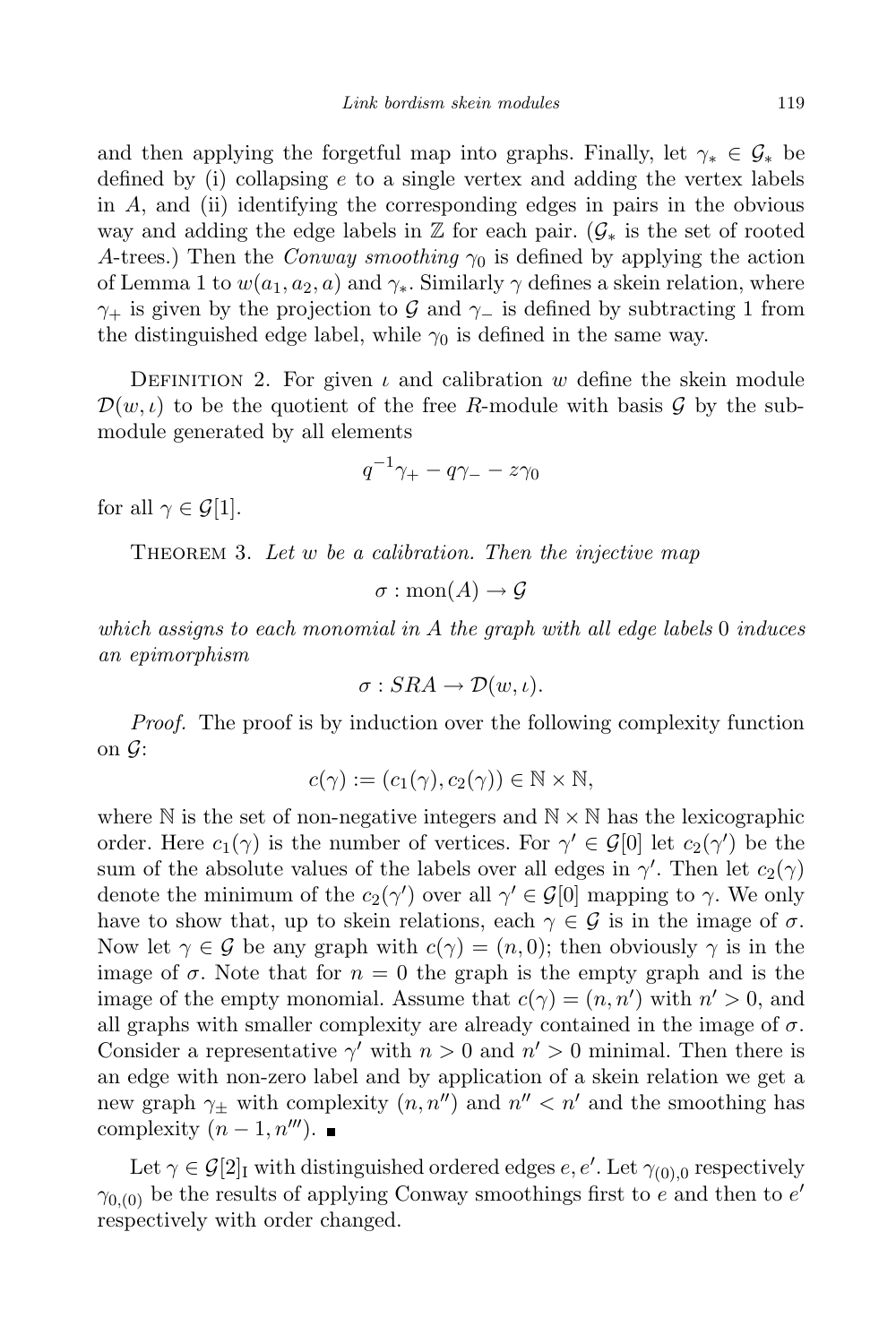and then applying the forgetful map into graphs. Finally, let $\gamma_* \in \mathcal{G}_*$ be defined by (i) collapsing $e$ to a single vertex and adding the vertex labels in $A$, and (ii) identifying the corresponding edges in pairs in the obvious way and adding the edge labels in $\mathbb{Z}$ for each pair. ($\mathcal{G}_*$ is the set of rooted $A$-trees.) Then the *Conway smoothing* $\gamma_0$ is defined by applying the action of Lemma 1 to $w(a_1, a_2, a)$ and $\gamma_*$. Similarly $\gamma$ defines a skein relation, where $\gamma_+$ is given by the projection to $\mathcal{G}$ and $\gamma_-$ is defined by subtracting 1 from the distinguished edge label, while $\gamma_0$ is defined in the same way.

Definition 2. For given $\iota$ and calibration $w$ define the skein module $\mathcal{D}(w, \iota)$ to be the quotient of the free $R$-module with basis $\mathcal{G}$ by the submodule generated by all elements

$$q^{-1}\gamma_+ - q\gamma_- - z\gamma_0$$

for all $\gamma \in \mathcal{G}[1]$.

Theorem 3. *Let $w$ be a calibration. Then the injective map*

$$\sigma : \mathrm{mon}(A) \to \mathcal{G}$$

*which assigns to each monomial in $A$ the graph with all edge labels* 0 *induces an epimorphism*

$$\sigma : SRA \to \mathcal{D}(w, \iota).$$

*Proof.* The proof is by induction over the following complexity function on $\mathcal{G}$:

$$c(\gamma) := (c_1(\gamma), c_2(\gamma)) \in \mathbb{N} \times \mathbb{N},$$

where $\mathbb{N}$ is the set of non-negative integers and $\mathbb{N} \times \mathbb{N}$ has the lexicographic order. Here $c_1(\gamma)$ is the number of vertices. For $\gamma' \in \mathcal{G}[0]$ let $c_2(\gamma')$ be the sum of the absolute values of the labels over all edges in $\gamma'$. Then let $c_2(\gamma)$ denote the minimum of the $c_2(\gamma')$ over all $\gamma' \in \mathcal{G}[0]$ mapping to $\gamma$. We only have to show that, up to skein relations, each $\gamma \in \mathcal{G}$ is in the image of $\sigma$. Now let $\gamma \in \mathcal{G}$ be any graph with $c(\gamma) = (n, 0)$; then obviously $\gamma$ is in the image of $\sigma$. Note that for $n = 0$ the graph is the empty graph and is the image of the empty monomial. Assume that $c(\gamma) = (n, n')$ with $n' > 0$, and all graphs with smaller complexity are already contained in the image of $\sigma$. Consider a representative $\gamma'$ with $n > 0$ and $n' > 0$ minimal. Then there is an edge with non-zero label and by application of a skein relation we get a new graph $\gamma_\pm$ with complexity $(n, n'')$ and $n'' < n'$ and the smoothing has complexity $(n-1, n''')$. ∎

Let $\gamma \in \mathcal{G}[2]_{\mathrm{I}}$ with distinguished ordered edges $e, e'$. Let $\gamma_{(0),0}$ respectively $\gamma_{0,(0)}$ be the results of applying Conway smoothings first to $e$ and then to $e'$ respectively with order changed.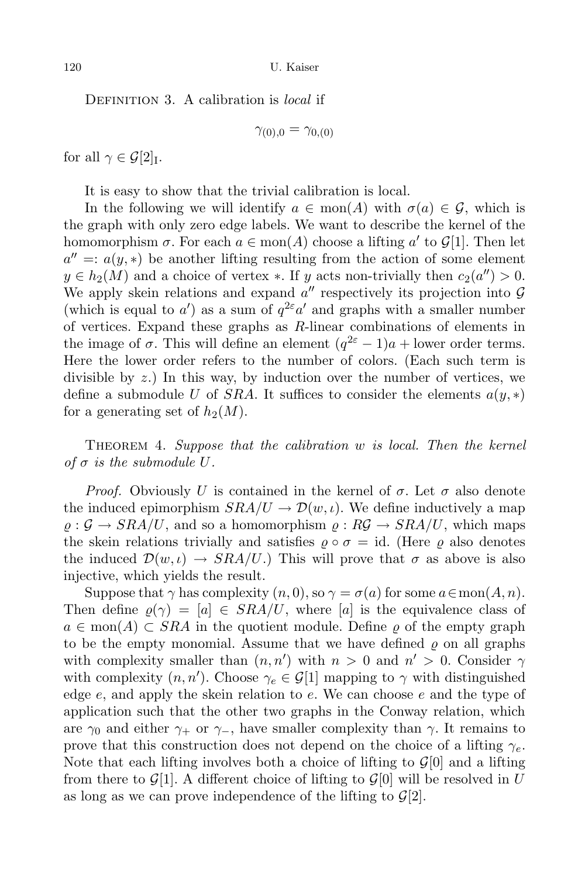Definition 3. A calibration is *local* if

$$\gamma_{(0),0} = \gamma_{0,(0)}$$

for all $\gamma \in \mathcal{G}[2]_{\mathrm{I}}$.

It is easy to show that the trivial calibration is local.

In the following we will identify $a \in \mathrm{mon}(A)$ with $\sigma(a) \in \mathcal{G}$, which is the graph with only zero edge labels. We want to describe the kernel of the homomorphism $\sigma$. For each $a \in \mathrm{mon}(A)$ choose a lifting $a'$ to $\mathcal{G}[1]$. Then let $a'' =: a(y, *)$ be another lifting resulting from the action of some element $y \in h_2(M)$ and a choice of vertex $*$. If $y$ acts non-trivially then $c_2(a'') > 0$. We apply skein relations and expand $a''$ respectively its projection into $\mathcal{G}$ (which is equal to $a'$) as a sum of $q^{2\varepsilon}a'$ and graphs with a smaller number of vertices. Expand these graphs as $R$-linear combinations of elements in the image of $\sigma$. This will define an element $(q^{2\varepsilon} - 1)a +$ lower order terms. Here the lower order refers to the number of colors. (Each such term is divisible by $z$.) In this way, by induction over the number of vertices, we define a submodule $U$ of $SRA$. It suffices to consider the elements $a(y, *)$ for a generating set of $h_2(M)$.

Theorem 4. *Suppose that the calibration $w$ is local. Then the kernel of $\sigma$ is the submodule $U$.*

*Proof.* Obviously $U$ is contained in the kernel of $\sigma$. Let $\sigma$ also denote the induced epimorphism $SRA/U \to \mathcal{D}(w, \iota)$. We define inductively a map $\varrho : \mathcal{G} \to SRA/U$, and so a homomorphism $\varrho : R\mathcal{G} \to SRA/U$, which maps the skein relations trivially and satisfies $\varrho \circ \sigma = \mathrm{id}$. (Here $\varrho$ also denotes the induced $\mathcal{D}(w, \iota) \to SRA/U$.) This will prove that $\sigma$ as above is also injective, which yields the result.

Suppose that $\gamma$ has complexity $(n, 0)$, so $\gamma = \sigma(a)$ for some $a \in \mathrm{mon}(A, n)$. Then define $\varrho(\gamma) = [a] \in SRA/U$, where $[a]$ is the equivalence class of $a \in \mathrm{mon}(A) \subset SRA$ in the quotient module. Define $\varrho$ of the empty graph to be the empty monomial. Assume that we have defined $\varrho$ on all graphs with complexity smaller than $(n, n')$ with $n > 0$ and $n' > 0$. Consider $\gamma$ with complexity $(n, n')$. Choose $\gamma_e \in \mathcal{G}[1]$ mapping to $\gamma$ with distinguished edge $e$, and apply the skein relation to $e$. We can choose $e$ and the type of application such that the other two graphs in the Conway relation, which are $\gamma_0$ and either $\gamma_+$ or $\gamma_-$, have smaller complexity than $\gamma$. It remains to prove that this construction does not depend on the choice of a lifting $\gamma_e$. Note that each lifting involves both a choice of lifting to $\mathcal{G}[0]$ and a lifting from there to $\mathcal{G}[1]$. A different choice of lifting to $\mathcal{G}[0]$ will be resolved in $U$ as long as we can prove independence of the lifting to $\mathcal{G}[2]$.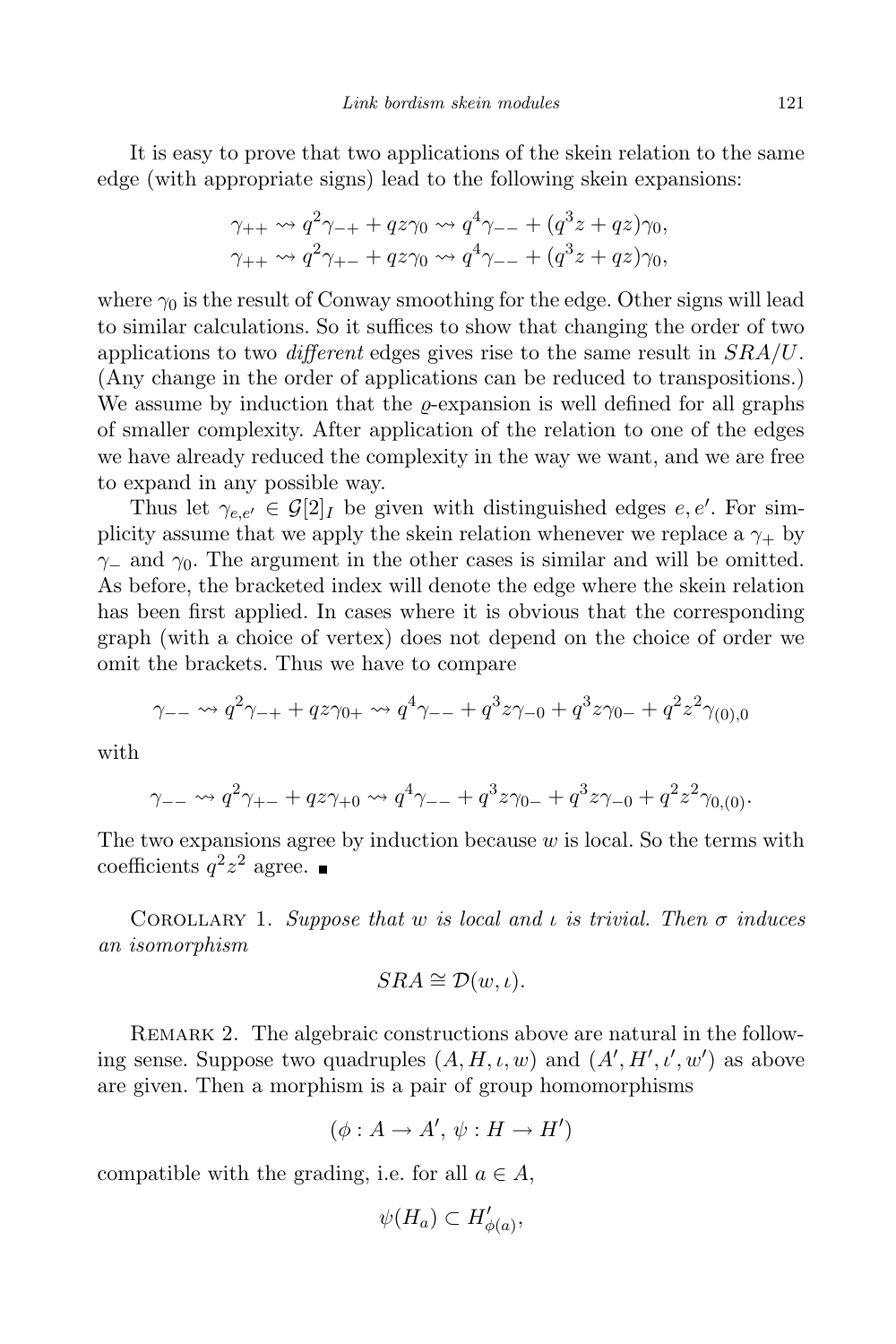It is easy to prove that two applications of the skein relation to the same edge (with appropriate signs) lead to the following skein expansions:

$$\gamma_{++} \rightsquigarrow q^2\gamma_{-+} + qz\gamma_0 \rightsquigarrow q^4\gamma_{--} + (q^3z + qz)\gamma_0,$$
$$\gamma_{++} \rightsquigarrow q^2\gamma_{+-} + qz\gamma_0 \rightsquigarrow q^4\gamma_{--} + (q^3z + qz)\gamma_0,$$

where $\gamma_0$ is the result of Conway smoothing for the edge. Other signs will lead to similar calculations. So it suffices to show that changing the order of two applications to two *different* edges gives rise to the same result in $SRA/U$. (Any change in the order of applications can be reduced to transpositions.) We assume by induction that the $\varrho$-expansion is well defined for all graphs of smaller complexity. After application of the relation to one of the edges we have already reduced the complexity in the way we want, and we are free to expand in any possible way.

Thus let $\gamma_{e,e'} \in \mathcal{G}[2]_I$ be given with distinguished edges $e, e'$. For simplicity assume that we apply the skein relation whenever we replace a $\gamma_+$ by $\gamma_-$ and $\gamma_0$. The argument in the other cases is similar and will be omitted. As before, the bracketed index will denote the edge where the skein relation has been first applied. In cases where it is obvious that the corresponding graph (with a choice of vertex) does not depend on the choice of order we omit the brackets. Thus we have to compare

$$\gamma_{--} \rightsquigarrow q^2\gamma_{-+} + qz\gamma_{0+} \rightsquigarrow q^4\gamma_{--} + q^3z\gamma_{-0} + q^3z\gamma_{0-} + q^2z^2\gamma_{(0),0}$$

with

$$\gamma_{--} \rightsquigarrow q^2\gamma_{+-} + qz\gamma_{+0} \rightsquigarrow q^4\gamma_{--} + q^3z\gamma_{0-} + q^3z\gamma_{-0} + q^2z^2\gamma_{0,(0)}.$$

The two expansions agree by induction because $w$ is local. So the terms with coefficients $q^2z^2$ agree. ∎

Corollary 1. *Suppose that $w$ is local and $\iota$ is trivial. Then $\sigma$ induces an isomorphism*

$$SRA \cong \mathcal{D}(w, \iota).$$

Remark 2. The algebraic constructions above are natural in the following sense. Suppose two quadruples $(A, H, \iota, w)$ and $(A', H', \iota', w')$ as above are given. Then a morphism is a pair of group homomorphisms

$$(\phi : A \to A',\ \psi : H \to H')$$

compatible with the grading, i.e. for all $a \in A$,

$$\psi(H_a) \subset H'_{\phi(a)},$$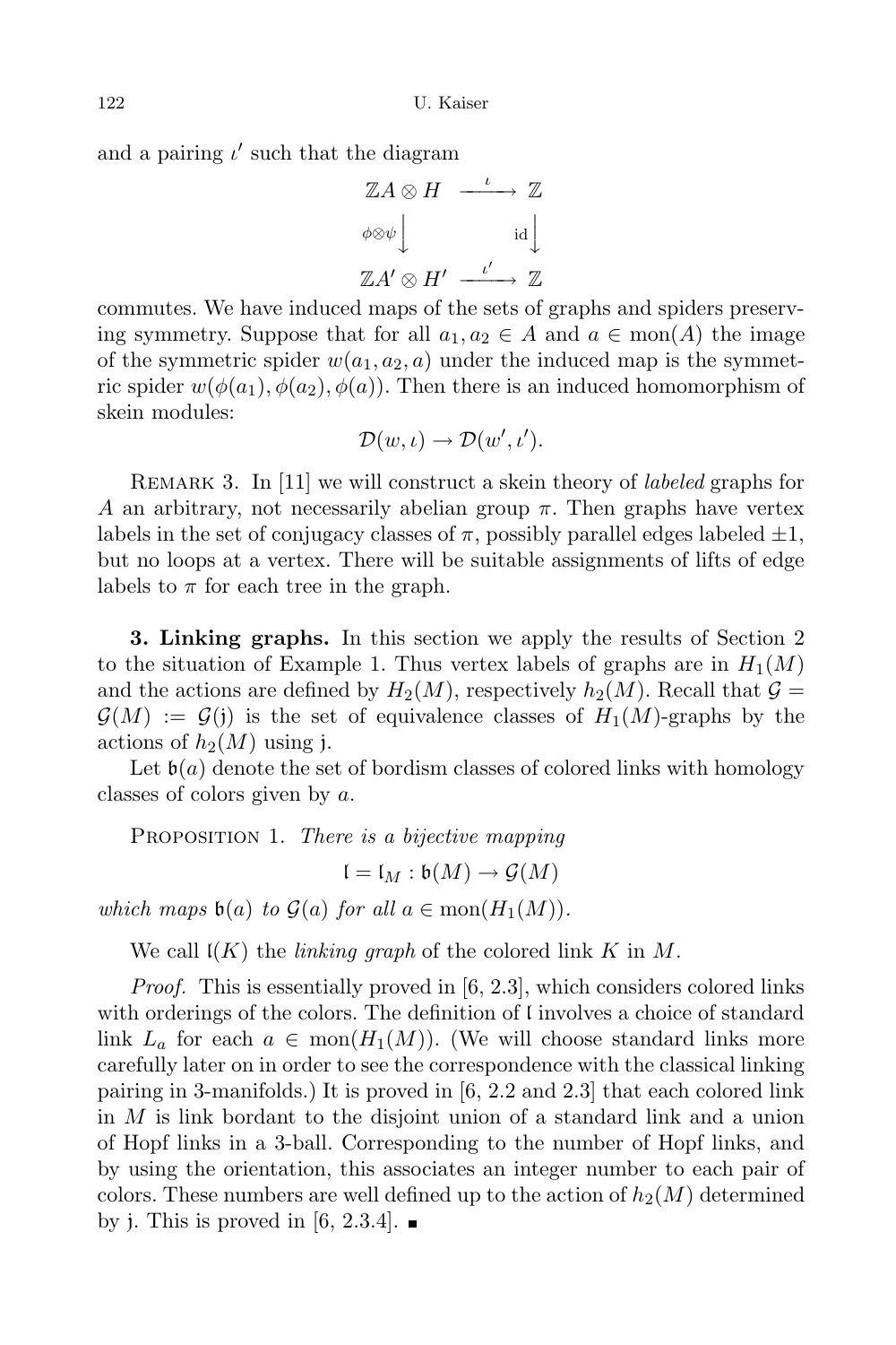and a pairing $\iota'$ such that the diagram

$$\begin{array}{ccc} \mathbb{Z}A \otimes H & \xrightarrow{\iota} & \mathbb{Z} \\ {\scriptstyle \phi\otimes\psi}\big\downarrow & & {\scriptstyle \mathrm{id}}\big\downarrow \\ \mathbb{Z}A' \otimes H' & \xrightarrow{\iota'} & \mathbb{Z} \end{array}$$

commutes. We have induced maps of the sets of graphs and spiders preserving symmetry. Suppose that for all $a_1, a_2 \in A$ and $a \in \mathrm{mon}(A)$ the image of the symmetric spider $w(a_1, a_2, a)$ under the induced map is the symmetric spider $w(\phi(a_1), \phi(a_2), \phi(a))$. Then there is an induced homomorphism of skein modules:

$$\mathcal{D}(w, \iota) \to \mathcal{D}(w', \iota').$$

Remark 3. In [11] we will construct a skein theory of *labeled* graphs for $A$ an arbitrary, not necessarily abelian group $\pi$. Then graphs have vertex labels in the set of conjugacy classes of $\pi$, possibly parallel edges labeled $\pm 1$, but no loops at a vertex. There will be suitable assignments of lifts of edge labels to $\pi$ for each tree in the graph.

**3. Linking graphs.** In this section we apply the results of Section 2 to the situation of Example 1. Thus vertex labels of graphs are in $H_1(M)$ and the actions are defined by $H_2(M)$, respectively $h_2(M)$. Recall that $\mathcal{G} = \mathcal{G}(M) := \mathcal{G}(\mathfrak{j})$ is the set of equivalence classes of $H_1(M)$-graphs by the actions of $h_2(M)$ using $\mathfrak{j}$.

Let $\mathfrak{b}(a)$ denote the set of bordism classes of colored links with homology classes of colors given by $a$.

Proposition 1. *There is a bijective mapping*

$$\mathfrak{l} = \mathfrak{l}_M : \mathfrak{b}(M) \to \mathcal{G}(M)$$

*which maps* $\mathfrak{b}(a)$ *to* $\mathcal{G}(a)$ *for all* $a \in \mathrm{mon}(H_1(M))$.

We call $\mathfrak{l}(K)$ the *linking graph* of the colored link $K$ in $M$.

*Proof.* This is essentially proved in [6, 2.3], which considers colored links with orderings of the colors. The definition of $\mathfrak{l}$ involves a choice of standard link $L_a$ for each $a \in \mathrm{mon}(H_1(M))$. (We will choose standard links more carefully later on in order to see the correspondence with the classical linking pairing in 3-manifolds.) It is proved in [6, 2.2 and 2.3] that each colored link in $M$ is link bordant to the disjoint union of a standard link and a union of Hopf links in a 3-ball. Corresponding to the number of Hopf links, and by using the orientation, this associates an integer number to each pair of colors. These numbers are well defined up to the action of $h_2(M)$ determined by $\mathfrak{j}$. This is proved in [6, 2.3.4]. ∎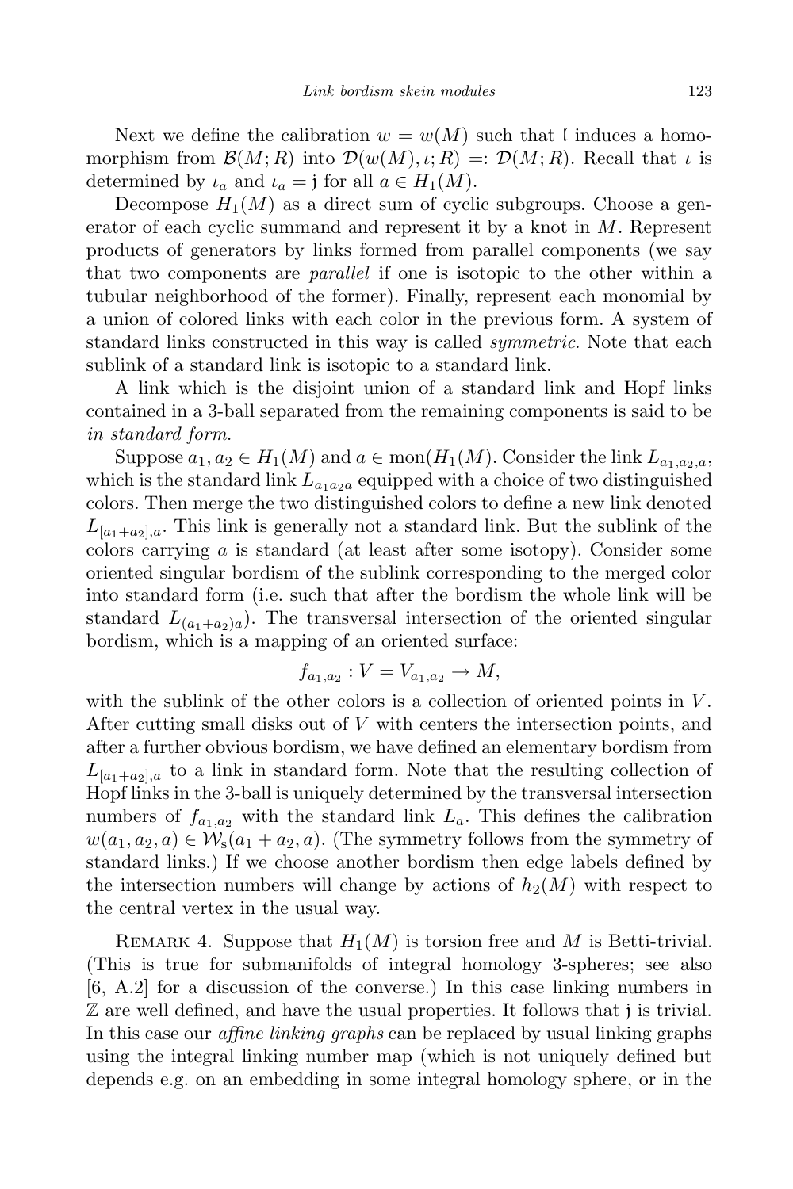Next we define the calibration $w = w(M)$ such that $\mathfrak{l}$ induces a homomorphism from $\mathcal{B}(M;R)$ into $\mathcal{D}(w(M),\iota;R) =: \mathcal{D}(M;R)$. Recall that $\iota$ is determined by $\iota_a$ and $\iota_a = \mathfrak{j}$ for all $a \in H_1(M)$.

Decompose $H_1(M)$ as a direct sum of cyclic subgroups. Choose a generator of each cyclic summand and represent it by a knot in $M$. Represent products of generators by links formed from parallel components (we say that two components are *parallel* if one is isotopic to the other within a tubular neighborhood of the former). Finally, represent each monomial by a union of colored links with each color in the previous form. A system of standard links constructed in this way is called *symmetric*. Note that each sublink of a standard link is isotopic to a standard link.

A link which is the disjoint union of a standard link and Hopf links contained in a 3-ball separated from the remaining components is said to be *in standard form*.

Suppose $a_1, a_2 \in H_1(M)$ and $a \in \mathrm{mon}(H_1(M))$. Consider the link $L_{a_1,a_2,a}$, which is the standard link $L_{a_1 a_2 a}$ equipped with a choice of two distinguished colors. Then merge the two distinguished colors to define a new link denoted $L_{[a_1+a_2],a}$. This link is generally not a standard link. But the sublink of the colors carrying $a$ is standard (at least after some isotopy). Consider some oriented singular bordism of the sublink corresponding to the merged color into standard form (i.e. such that after the bordism the whole link will be standard $L_{(a_1+a_2)a}$). The transversal intersection of the oriented singular bordism, which is a mapping of an oriented surface:

$$f_{a_1,a_2} : V = V_{a_1,a_2} \to M,$$

with the sublink of the other colors is a collection of oriented points in $V$. After cutting small disks out of $V$ with centers the intersection points, and after a further obvious bordism, we have defined an elementary bordism from $L_{[a_1+a_2],a}$ to a link in standard form. Note that the resulting collection of Hopf links in the 3-ball is uniquely determined by the transversal intersection numbers of $f_{a_1,a_2}$ with the standard link $L_a$. This defines the calibration $w(a_1,a_2,a) \in \mathcal{W}_{\mathrm{s}}(a_1+a_2,a)$. (The symmetry follows from the symmetry of standard links.) If we choose another bordism then edge labels defined by the intersection numbers will change by actions of $h_2(M)$ with respect to the central vertex in the usual way.

Remark 4. Suppose that $H_1(M)$ is torsion free and $M$ is Betti-trivial. (This is true for submanifolds of integral homology 3-spheres; see also [6, A.2] for a discussion of the converse.) In this case linking numbers in $\mathbb{Z}$ are well defined, and have the usual properties. It follows that $\mathfrak{j}$ is trivial. In this case our *affine linking graphs* can be replaced by usual linking graphs using the integral linking number map (which is not uniquely defined but depends e.g. on an embedding in some integral homology sphere, or in the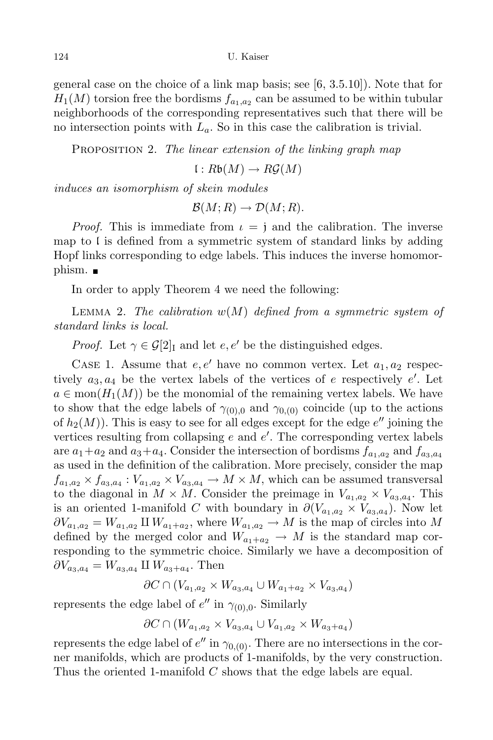general case on the choice of a link map basis; see [6, 3.5.10]). Note that for $H_1(M)$ torsion free the bordisms $f_{a_1,a_2}$ can be assumed to be within tubular neighborhoods of the corresponding representatives such that there will be no intersection points with $L_a$. So in this case the calibration is trivial.

Proposition 2. *The linear extension of the linking graph map*

$$\mathfrak{l} : R\mathfrak{b}(M) \to R\mathcal{G}(M)$$

*induces an isomorphism of skein modules*

$$\mathcal{B}(M;R) \to \mathcal{D}(M;R).$$

*Proof.* This is immediate from $\iota = \mathfrak{j}$ and the calibration. The inverse map to $\mathfrak{l}$ is defined from a symmetric system of standard links by adding Hopf links corresponding to edge labels. This induces the inverse homomorphism. ∎

In order to apply Theorem 4 we need the following:

Lemma 2. *The calibration $w(M)$ defined from a symmetric system of standard links is local.*

*Proof.* Let $\gamma \in \mathcal{G}[2]_{\mathrm{I}}$ and let $e, e'$ be the distinguished edges.

Case 1. Assume that $e, e'$ have no common vertex. Let $a_1, a_2$ respectively $a_3, a_4$ be the vertex labels of the vertices of $e$ respectively $e'$. Let $a \in \mathrm{mon}(H_1(M))$ be the monomial of the remaining vertex labels. We have to show that the edge labels of $\gamma_{(0),0}$ and $\gamma_{0,(0)}$ coincide (up to the actions of $h_2(M)$). This is easy to see for all edges except for the edge $e''$ joining the vertices resulting from collapsing $e$ and $e'$. The corresponding vertex labels are $a_1+a_2$ and $a_3+a_4$. Consider the intersection of bordisms $f_{a_1,a_2}$ and $f_{a_3,a_4}$ as used in the definition of the calibration. More precisely, consider the map $f_{a_1,a_2} \times f_{a_3,a_4} : V_{a_1,a_2} \times V_{a_3,a_4} \to M \times M$, which can be assumed transversal to the diagonal in $M \times M$. Consider the preimage in $V_{a_1,a_2} \times V_{a_3,a_4}$. This is an oriented 1-manifold $C$ with boundary in $\partial(V_{a_1,a_2} \times V_{a_3,a_4})$. Now let $\partial V_{a_1,a_2} = W_{a_1,a_2} \amalg W_{a_1+a_2}$, where $W_{a_1,a_2} \to M$ is the map of circles into $M$ defined by the merged color and $W_{a_1+a_2} \to M$ is the standard map corresponding to the symmetric choice. Similarly we have a decomposition of $\partial V_{a_3,a_4} = W_{a_3,a_4} \amalg W_{a_3+a_4}$. Then

$$\partial C \cap (V_{a_1,a_2} \times W_{a_3,a_4} \cup W_{a_1+a_2} \times V_{a_3,a_4})$$

represents the edge label of $e''$ in $\gamma_{(0),0}$. Similarly

$$\partial C \cap (W_{a_1,a_2} \times V_{a_3,a_4} \cup V_{a_1,a_2} \times W_{a_3+a_4})$$

represents the edge label of $e''$ in $\gamma_{0,(0)}$. There are no intersections in the corner manifolds, which are products of 1-manifolds, by the very construction. Thus the oriented 1-manifold $C$ shows that the edge labels are equal.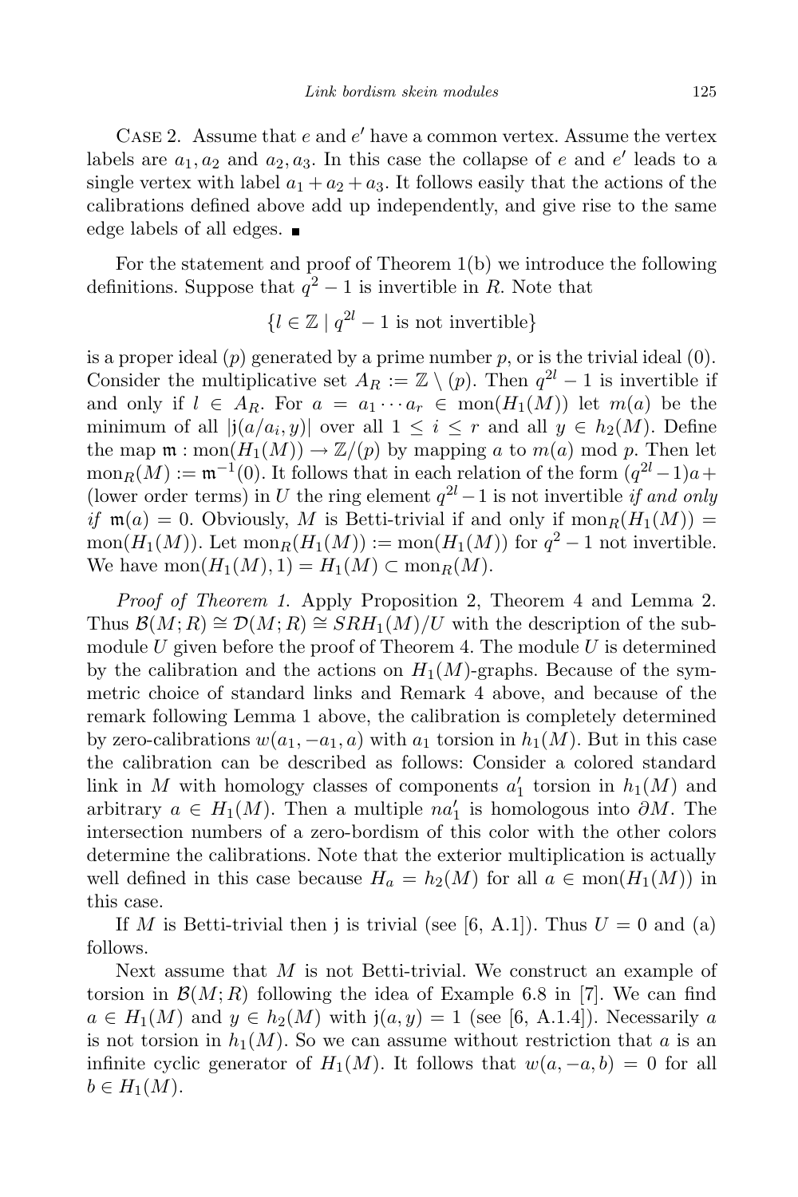CASE 2. Assume that $e$ and $e'$ have a common vertex. Assume the vertex labels are $a_1, a_2$ and $a_2, a_3$. In this case the collapse of $e$ and $e'$ leads to a single vertex with label $a_1 + a_2 + a_3$. It follows easily that the actions of the calibrations defined above add up independently, and give rise to the same edge labels of all edges. ■

For the statement and proof of Theorem 1(b) we introduce the following definitions. Suppose that $q^2 - 1$ is invertible in $R$. Note that

$$\{l \in \mathbb{Z} \mid q^{2l} - 1 \text{ is not invertible}\}$$

is a proper ideal $(p)$ generated by a prime number $p$, or is the trivial ideal $(0)$. Consider the multiplicative set $A_R := \mathbb{Z} \setminus (p)$. Then $q^{2l} - 1$ is invertible if and only if $l \in A_R$. For $a = a_1 \cdots a_r \in \mathrm{mon}(H_1(M))$ let $m(a)$ be the minimum of all $|\mathfrak{j}(a/a_i, y)|$ over all $1 \leq i \leq r$ and all $y \in h_2(M)$. Define the map $\mathfrak{m} : \mathrm{mon}(H_1(M)) \to \mathbb{Z}/(p)$ by mapping $a$ to $m(a)$ mod $p$. Then let $\mathrm{mon}_R(M) := \mathfrak{m}^{-1}(0)$. It follows that in each relation of the form $(q^{2l}-1)a+$ (lower order terms) in $U$ the ring element $q^{2l}-1$ is not invertible *if and only if* $\mathfrak{m}(a) = 0$. Obviously, $M$ is Betti-trivial if and only if $\mathrm{mon}_R(H_1(M)) = \mathrm{mon}(H_1(M))$. Let $\mathrm{mon}_R(H_1(M)) := \mathrm{mon}(H_1(M))$ for $q^2 - 1$ not invertible. We have $\mathrm{mon}(H_1(M), 1) = H_1(M) \subset \mathrm{mon}_R(M)$.

*Proof of Theorem 1.* Apply Proposition 2, Theorem 4 and Lemma 2. Thus $\mathcal{B}(M; R) \cong \mathcal{D}(M; R) \cong SRH_1(M)/U$ with the description of the submodule $U$ given before the proof of Theorem 4. The module $U$ is determined by the calibration and the actions on $H_1(M)$-graphs. Because of the symmetric choice of standard links and Remark 4 above, and because of the remark following Lemma 1 above, the calibration is completely determined by zero-calibrations $w(a_1, -a_1, a)$ with $a_1$ torsion in $h_1(M)$. But in this case the calibration can be described as follows: Consider a colored standard link in $M$ with homology classes of components $a_1'$ torsion in $h_1(M)$ and arbitrary $a \in H_1(M)$. Then a multiple $na_1'$ is homologous into $\partial M$. The intersection numbers of a zero-bordism of this color with the other colors determine the calibrations. Note that the exterior multiplication is actually well defined in this case because $H_a = h_2(M)$ for all $a \in \mathrm{mon}(H_1(M))$ in this case.

If $M$ is Betti-trivial then $\mathfrak{j}$ is trivial (see [6, A.1]). Thus $U = 0$ and (a) follows.

Next assume that $M$ is not Betti-trivial. We construct an example of torsion in $\mathcal{B}(M; R)$ following the idea of Example 6.8 in [7]. We can find $a \in H_1(M)$ and $y \in h_2(M)$ with $\mathfrak{j}(a, y) = 1$ (see [6, A.1.4]). Necessarily $a$ is not torsion in $h_1(M)$. So we can assume without restriction that $a$ is an infinite cyclic generator of $H_1(M)$. It follows that $w(a, -a, b) = 0$ for all $b \in H_1(M)$.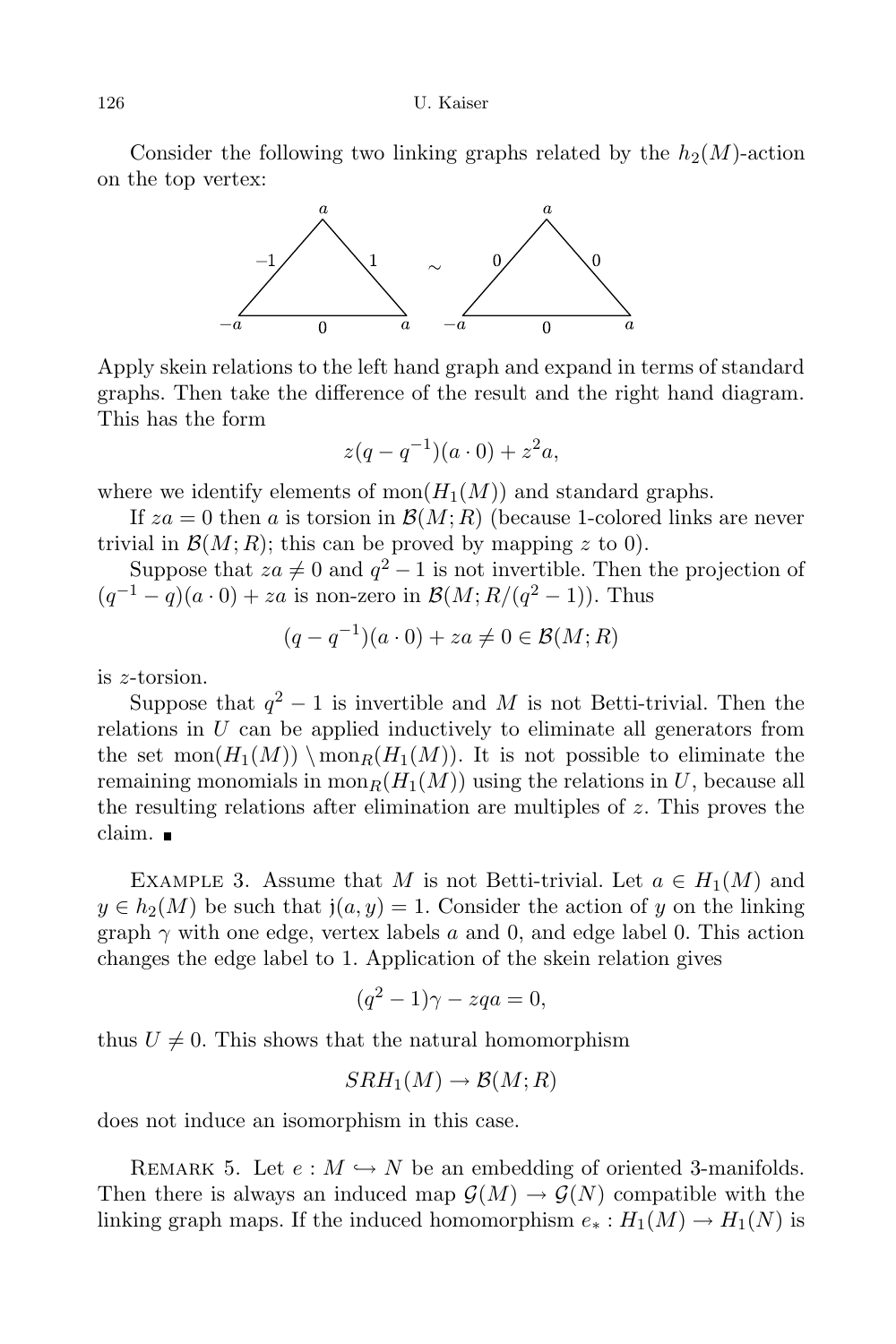Consider the following two linking graphs related by the $h_2(M)$-action on the top vertex:

Apply skein relations to the left hand graph and expand in terms of standard graphs. Then take the difference of the result and the right hand diagram. This has the form

$$z(q - q^{-1})(a \cdot 0) + z^2 a,$$

where we identify elements of $\mathrm{mon}(H_1(M))$ and standard graphs.

If $za = 0$ then $a$ is torsion in $\mathcal{B}(M; R)$ (because 1-colored links are never trivial in $\mathcal{B}(M; R)$; this can be proved by mapping $z$ to 0).

Suppose that $za \neq 0$ and $q^2 - 1$ is not invertible. Then the projection of $(q^{-1} - q)(a \cdot 0) + za$ is non-zero in $\mathcal{B}(M; R/(q^2 - 1))$. Thus

$$(q - q^{-1})(a \cdot 0) + za \neq 0 \in \mathcal{B}(M; R)$$

is $z$-torsion.

Suppose that $q^2 - 1$ is invertible and $M$ is not Betti-trivial. Then the relations in $U$ can be applied inductively to eliminate all generators from the set $\mathrm{mon}(H_1(M)) \setminus \mathrm{mon}_R(H_1(M))$. It is not possible to eliminate the remaining monomials in $\mathrm{mon}_R(H_1(M))$ using the relations in $U$, because all the resulting relations after elimination are multiples of $z$. This proves the claim. ■

EXAMPLE 3. Assume that $M$ is not Betti-trivial. Let $a \in H_1(M)$ and $y \in h_2(M)$ be such that $\mathfrak{j}(a, y) = 1$. Consider the action of $y$ on the linking graph $\gamma$ with one edge, vertex labels $a$ and 0, and edge label 0. This action changes the edge label to 1. Application of the skein relation gives

$$(q^2 - 1)\gamma - zqa = 0,$$

thus $U \neq 0$. This shows that the natural homomorphism

$$SRH_1(M) \to \mathcal{B}(M; R)$$

does not induce an isomorphism in this case.

REMARK 5. Let $e : M \hookrightarrow N$ be an embedding of oriented 3-manifolds. Then there is always an induced map $\mathcal{G}(M) \to \mathcal{G}(N)$ compatible with the linking graph maps. If the induced homomorphism $e_* : H_1(M) \to H_1(N)$ is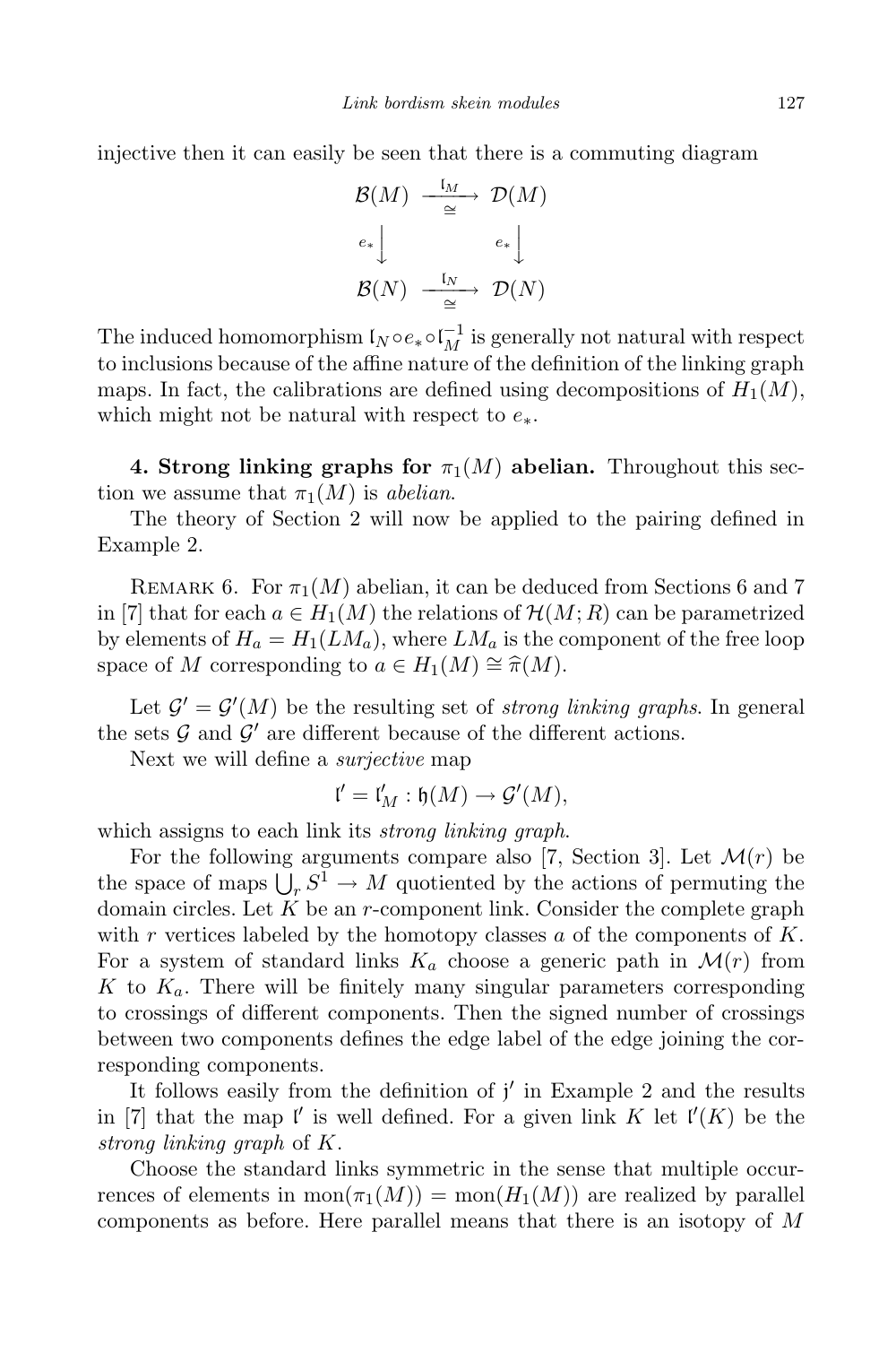injective then it can easily be seen that there is a commuting diagram

$$\begin{array}{ccc} \mathcal{B}(M) & \xrightarrow[\cong]{\mathfrak{l}_M} & \mathcal{D}(M) \\ {\scriptstyle e_*}\downarrow & & {\scriptstyle e_*}\downarrow \\ \mathcal{B}(N) & \xrightarrow[\cong]{\mathfrak{l}_N} & \mathcal{D}(N) \end{array}$$

The induced homomorphism $\mathfrak{l}_N \circ e_* \circ \mathfrak{l}_M^{-1}$ is generally not natural with respect to inclusions because of the affine nature of the definition of the linking graph maps. In fact, the calibrations are defined using decompositions of $H_1(M)$, which might not be natural with respect to $e_*$.

**4. Strong linking graphs for $\pi_1(M)$ abelian.** Throughout this section we assume that $\pi_1(M)$ is *abelian*.

The theory of Section 2 will now be applied to the pairing defined in Example 2.

Remark 6. For $\pi_1(M)$ abelian, it can be deduced from Sections 6 and 7 in [7] that for each $a \in H_1(M)$ the relations of $\mathcal{H}(M;R)$ can be parametrized by elements of $H_a = H_1(LM_a)$, where $LM_a$ is the component of the free loop space of $M$ corresponding to $a \in H_1(M) \cong \widehat{\pi}(M)$.

Let $\mathcal{G}' = \mathcal{G}'(M)$ be the resulting set of *strong linking graphs*. In general the sets $\mathcal{G}$ and $\mathcal{G}'$ are different because of the different actions.

Next we will define a *surjective* map

$$\mathfrak{l}' = \mathfrak{l}'_M : \mathfrak{h}(M) \to \mathcal{G}'(M),$$

which assigns to each link its *strong linking graph*.

For the following arguments compare also [7, Section 3]. Let $\mathcal{M}(r)$ be the space of maps $\bigcup_r S^1 \to M$ quotiented by the actions of permuting the domain circles. Let $K$ be an $r$-component link. Consider the complete graph with $r$ vertices labeled by the homotopy classes $a$ of the components of $K$. For a system of standard links $K_a$ choose a generic path in $\mathcal{M}(r)$ from $K$ to $K_a$. There will be finitely many singular parameters corresponding to crossings of different components. Then the signed number of crossings between two components defines the edge label of the edge joining the corresponding components.

It follows easily from the definition of $\mathfrak{j}'$ in Example 2 and the results in [7] that the map $\mathfrak{l}'$ is well defined. For a given link $K$ let $\mathfrak{l}'(K)$ be the *strong linking graph* of $K$.

Choose the standard links symmetric in the sense that multiple occurrences of elements in $\mathrm{mon}(\pi_1(M)) = \mathrm{mon}(H_1(M))$ are realized by parallel components as before. Here parallel means that there is an isotopy of $M$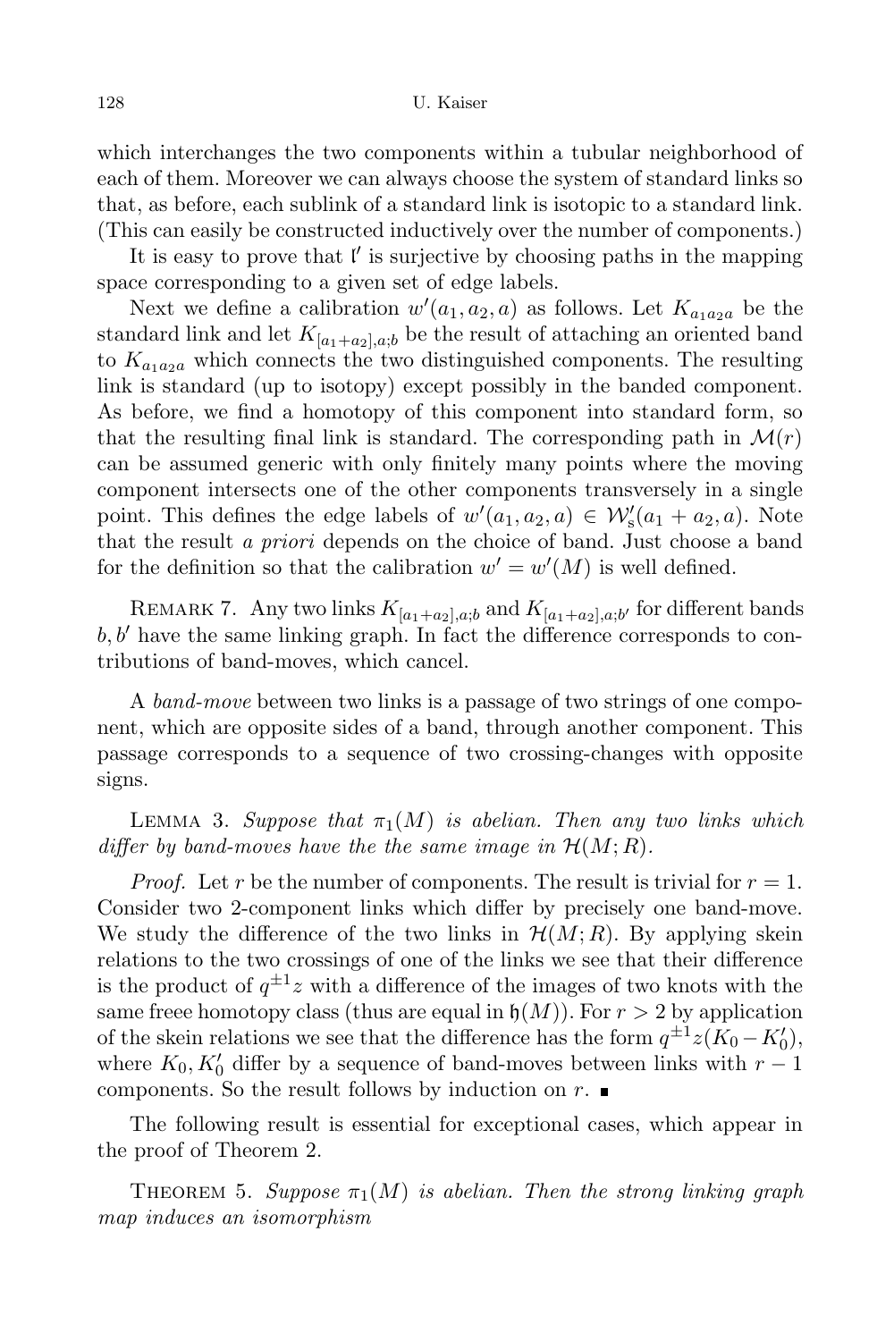which interchanges the two components within a tubular neighborhood of each of them. Moreover we can always choose the system of standard links so that, as before, each sublink of a standard link is isotopic to a standard link. (This can easily be constructed inductively over the number of components.)

It is easy to prove that $\mathfrak{l}'$ is surjective by choosing paths in the mapping space corresponding to a given set of edge labels.

Next we define a calibration $w'(a_1, a_2, a)$ as follows. Let $K_{a_1 a_2 a}$ be the standard link and let $K_{[a_1+a_2],a;b}$ be the result of attaching an oriented band to $K_{a_1 a_2 a}$ which connects the two distinguished components. The resulting link is standard (up to isotopy) except possibly in the banded component. As before, we find a homotopy of this component into standard form, so that the resulting final link is standard. The corresponding path in $\mathcal{M}(r)$ can be assumed generic with only finitely many points where the moving component intersects one of the other components transversely in a single point. This defines the edge labels of $w'(a_1, a_2, a) \in \mathcal{W}_{\mathrm{s}}'(a_1 + a_2, a)$. Note that the result *a priori* depends on the choice of band. Just choose a band for the definition so that the calibration $w' = w'(M)$ is well defined.

REMARK 7. Any two links $K_{[a_1+a_2],a;b}$ and $K_{[a_1+a_2],a;b'}$ for different bands $b, b'$ have the same linking graph. In fact the difference corresponds to contributions of band-moves, which cancel.

A *band-move* between two links is a passage of two strings of one component, which are opposite sides of a band, through another component. This passage corresponds to a sequence of two crossing-changes with opposite signs.

LEMMA 3. *Suppose that $\pi_1(M)$ is abelian. Then any two links which differ by band-moves have the the same image in $\mathcal{H}(M; R)$.*

*Proof.* Let $r$ be the number of components. The result is trivial for $r = 1$. Consider two 2-component links which differ by precisely one band-move. We study the difference of the two links in $\mathcal{H}(M; R)$. By applying skein relations to the two crossings of one of the links we see that their difference is the product of $q^{\pm 1} z$ with a difference of the images of two knots with the same freee homotopy class (thus are equal in $\mathfrak{h}(M)$). For $r > 2$ by application of the skein relations we see that the difference has the form $q^{\pm 1} z (K_0 - K_0')$, where $K_0, K_0'$ differ by a sequence of band-moves between links with $r - 1$ components. So the result follows by induction on $r$. ■

The following result is essential for exceptional cases, which appear in the proof of Theorem 2.

THEOREM 5. *Suppose $\pi_1(M)$ is abelian. Then the strong linking graph map induces an isomorphism*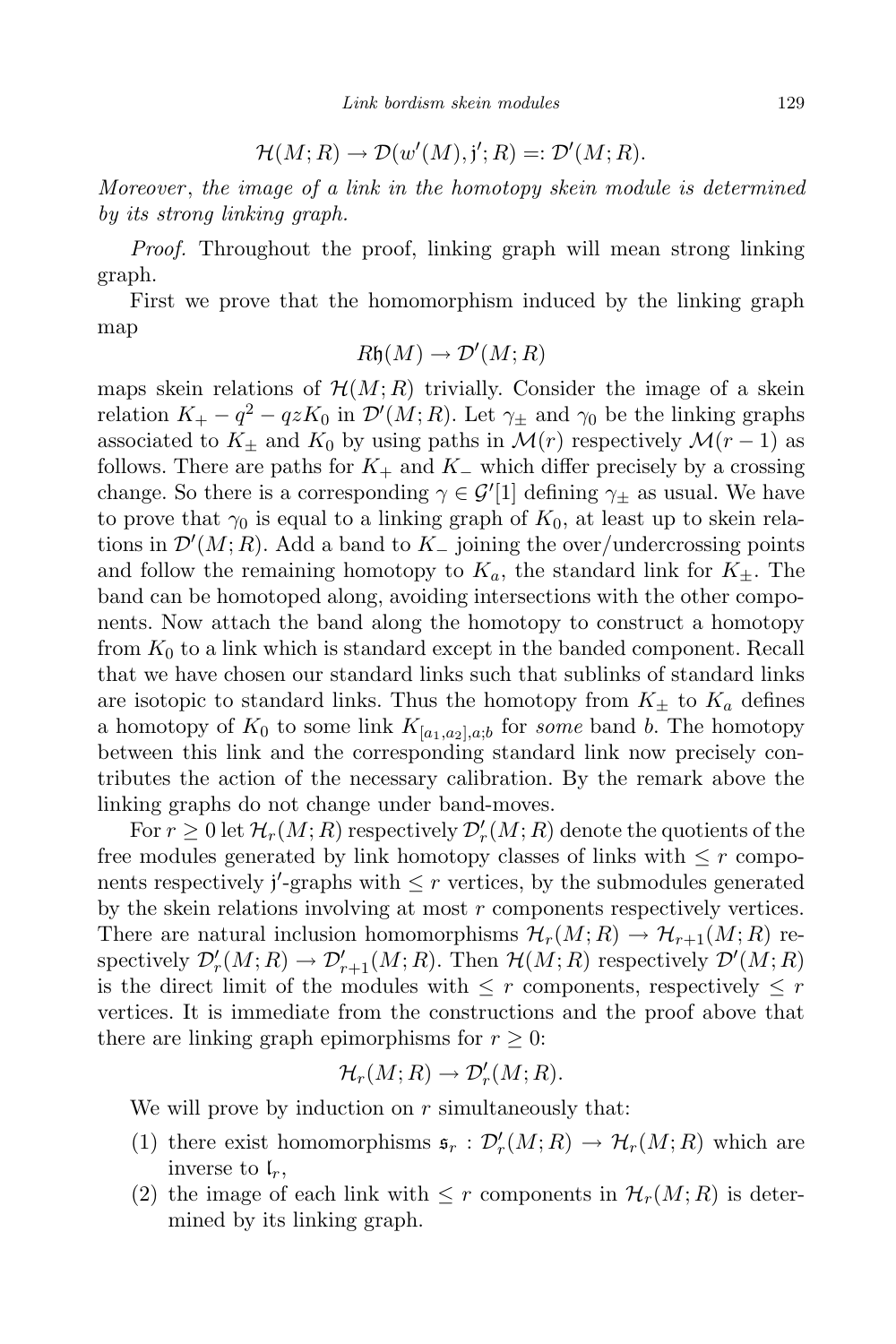$$\mathcal{H}(M;R) \to \mathcal{D}(w'(M), \mathfrak{j}'; R) =: \mathcal{D}'(M;R).$$

*Moreover, the image of a link in the homotopy skein module is determined by its strong linking graph.*

*Proof.* Throughout the proof, linking graph will mean strong linking graph.

First we prove that the homomorphism induced by the linking graph map

$$R\mathfrak{h}(M) \to \mathcal{D}'(M;R)$$

maps skein relations of $\mathcal{H}(M;R)$ trivially. Consider the image of a skein relation $K_+ - q^2 - qzK_0$ in $\mathcal{D}'(M;R)$. Let $\gamma_\pm$ and $\gamma_0$ be the linking graphs associated to $K_\pm$ and $K_0$ by using paths in $\mathcal{M}(r)$ respectively $\mathcal{M}(r-1)$ as follows. There are paths for $K_+$ and $K_-$ which differ precisely by a crossing change. So there is a corresponding $\gamma \in \mathcal{G}'[1]$ defining $\gamma_\pm$ as usual. We have to prove that $\gamma_0$ is equal to a linking graph of $K_0$, at least up to skein relations in $\mathcal{D}'(M;R)$. Add a band to $K_-$ joining the over/undercrossing points and follow the remaining homotopy to $K_a$, the standard link for $K_\pm$. The band can be homotoped along, avoiding intersections with the other components. Now attach the band along the homotopy to construct a homotopy from $K_0$ to a link which is standard except in the banded component. Recall that we have chosen our standard links such that sublinks of standard links are isotopic to standard links. Thus the homotopy from $K_\pm$ to $K_a$ defines a homotopy of $K_0$ to some link $K_{[a_1,a_2],a;b}$ for *some* band $b$. The homotopy between this link and the corresponding standard link now precisely contributes the action of the necessary calibration. By the remark above the linking graphs do not change under band-moves.

For $r \geq 0$ let $\mathcal{H}_r(M;R)$ respectively $\mathcal{D}'_r(M;R)$ denote the quotients of the free modules generated by link homotopy classes of links with $\leq r$ components respectively $\mathfrak{j}'$-graphs with $\leq r$ vertices, by the submodules generated by the skein relations involving at most $r$ components respectively vertices. There are natural inclusion homomorphisms $\mathcal{H}_r(M;R) \to \mathcal{H}_{r+1}(M;R)$ respectively $\mathcal{D}'_r(M;R) \to \mathcal{D}'_{r+1}(M;R)$. Then $\mathcal{H}(M;R)$ respectively $\mathcal{D}'(M;R)$ is the direct limit of the modules with $\leq r$ components, respectively $\leq r$ vertices. It is immediate from the constructions and the proof above that there are linking graph epimorphisms for $r \geq 0$:

$$\mathcal{H}_r(M;R) \to \mathcal{D}'_r(M;R).$$

We will prove by induction on $r$ simultaneously that:

(1) there exist homomorphisms $\mathfrak{s}_r : \mathcal{D}'_r(M;R) \to \mathcal{H}_r(M;R)$ which are inverse to $\mathfrak{l}_r$,
(2) the image of each link with $\leq r$ components in $\mathcal{H}_r(M;R)$ is determined by its linking graph.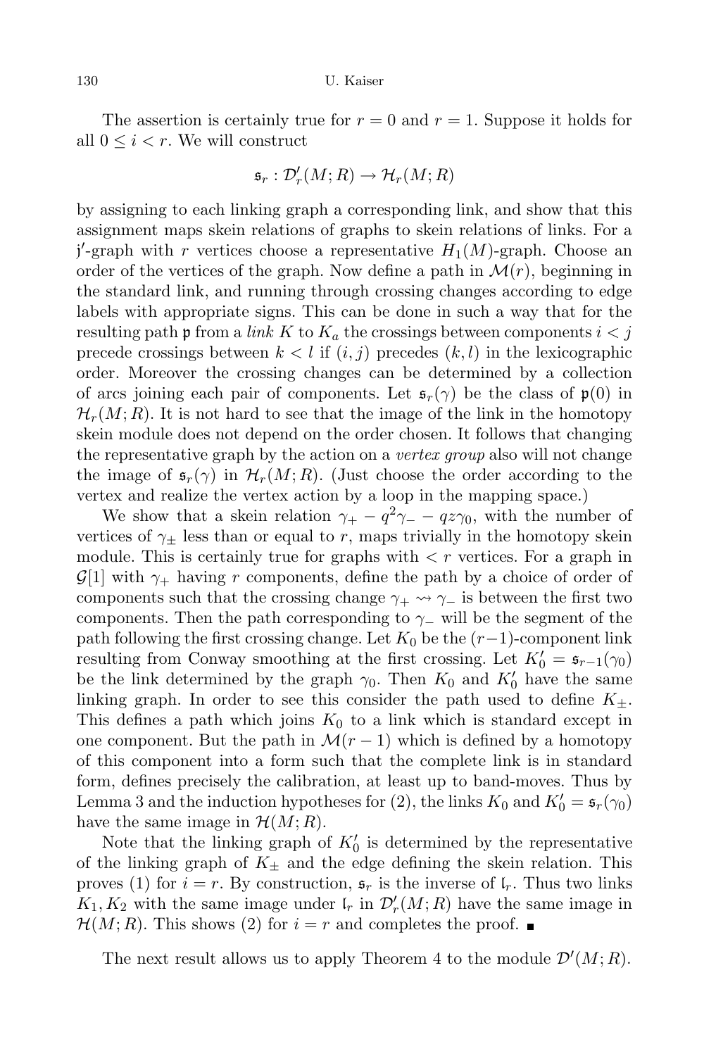The assertion is certainly true for $r = 0$ and $r = 1$. Suppose it holds for all $0 \leq i < r$. We will construct

$$\mathfrak{s}_r : \mathcal{D}'_r(M;R) \to \mathcal{H}_r(M;R)$$

by assigning to each linking graph a corresponding link, and show that this assignment maps skein relations of graphs to skein relations of links. For a $\mathfrak{j}'$-graph with $r$ vertices choose a representative $H_1(M)$-graph. Choose an order of the vertices of the graph. Now define a path in $\mathcal{M}(r)$, beginning in the standard link, and running through crossing changes according to edge labels with appropriate signs. This can be done in such a way that for the resulting path $\mathfrak{p}$ from a *link* $K$ to $K_a$ the crossings between components $i < j$ precede crossings between $k < l$ if $(i,j)$ precedes $(k,l)$ in the lexicographic order. Moreover the crossing changes can be determined by a collection of arcs joining each pair of components. Let $\mathfrak{s}_r(\gamma)$ be the class of $\mathfrak{p}(0)$ in $\mathcal{H}_r(M;R)$. It is not hard to see that the image of the link in the homotopy skein module does not depend on the order chosen. It follows that changing the representative graph by the action on a *vertex group* also will not change the image of $\mathfrak{s}_r(\gamma)$ in $\mathcal{H}_r(M;R)$. (Just choose the order according to the vertex and realize the vertex action by a loop in the mapping space.)

We show that a skein relation $\gamma_+ - q^2\gamma_- - qz\gamma_0$, with the number of vertices of $\gamma_\pm$ less than or equal to $r$, maps trivially in the homotopy skein module. This is certainly true for graphs with $< r$ vertices. For a graph in $\mathcal{G}[1]$ with $\gamma_+$ having $r$ components, define the path by a choice of order of components such that the crossing change $\gamma_+ \rightsquigarrow \gamma_-$ is between the first two components. Then the path corresponding to $\gamma_-$ will be the segment of the path following the first crossing change. Let $K_0$ be the $(r-1)$-component link resulting from Conway smoothing at the first crossing. Let $K'_0 = \mathfrak{s}_{r-1}(\gamma_0)$ be the link determined by the graph $\gamma_0$. Then $K_0$ and $K'_0$ have the same linking graph. In order to see this consider the path used to define $K_\pm$. This defines a path which joins $K_0$ to a link which is standard except in one component. But the path in $\mathcal{M}(r-1)$ which is defined by a homotopy of this component into a form such that the complete link is in standard form, defines precisely the calibration, at least up to band-moves. Thus by Lemma 3 and the induction hypotheses for (2), the links $K_0$ and $K'_0 = \mathfrak{s}_r(\gamma_0)$ have the same image in $\mathcal{H}(M;R)$.

Note that the linking graph of $K'_0$ is determined by the representative of the linking graph of $K_\pm$ and the edge defining the skein relation. This proves (1) for $i = r$. By construction, $\mathfrak{s}_r$ is the inverse of $\mathfrak{l}_r$. Thus two links $K_1, K_2$ with the same image under $\mathfrak{l}_r$ in $\mathcal{D}'_r(M;R)$ have the same image in $\mathcal{H}(M;R)$. This shows (2) for $i = r$ and completes the proof. ∎

The next result allows us to apply Theorem 4 to the module $\mathcal{D}'(M;R)$.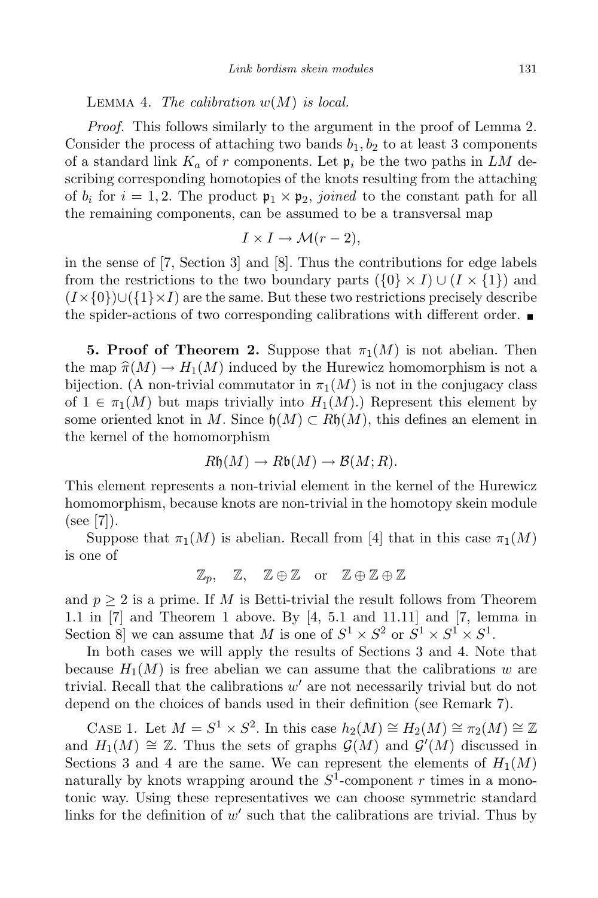Lemma 4. *The calibration $w(M)$ is local.*

*Proof.* This follows similarly to the argument in the proof of Lemma 2. Consider the process of attaching two bands $b_1, b_2$ to at least 3 components of a standard link $K_a$ of $r$ components. Let $\mathfrak{p}_i$ be the two paths in $LM$ describing corresponding homotopies of the knots resulting from the attaching of $b_i$ for $i = 1, 2$. The product $\mathfrak{p}_1 \times \mathfrak{p}_2$, *joined* to the constant path for all the remaining components, can be assumed to be a transversal map

$$I \times I \to \mathcal{M}(r-2),$$

in the sense of [7, Section 3] and [8]. Thus the contributions for edge labels from the restrictions to the two boundary parts $(\{0\} \times I) \cup (I \times \{1\})$ and $(I \times \{0\}) \cup (\{1\} \times I)$ are the same. But these two restrictions precisely describe the spider-actions of two corresponding calibrations with different order. ∎

**5. Proof of Theorem 2.** Suppose that $\pi_1(M)$ is not abelian. Then the map $\widehat{\pi}(M) \to H_1(M)$ induced by the Hurewicz homomorphism is not a bijection. (A non-trivial commutator in $\pi_1(M)$ is not in the conjugacy class of $1 \in \pi_1(M)$ but maps trivially into $H_1(M)$.) Represent this element by some oriented knot in $M$. Since $\mathfrak{h}(M) \subset R\mathfrak{h}(M)$, this defines an element in the kernel of the homomorphism

$$R\mathfrak{h}(M) \to R\mathfrak{b}(M) \to \mathcal{B}(M; R).$$

This element represents a non-trivial element in the kernel of the Hurewicz homomorphism, because knots are non-trivial in the homotopy skein module (see [7]).

Suppose that $\pi_1(M)$ is abelian. Recall from [4] that in this case $\pi_1(M)$ is one of

$$\mathbb{Z}_p, \quad \mathbb{Z}, \quad \mathbb{Z} \oplus \mathbb{Z} \quad \text{or} \quad \mathbb{Z} \oplus \mathbb{Z} \oplus \mathbb{Z}$$

and $p \geq 2$ is a prime. If $M$ is Betti-trivial the result follows from Theorem 1.1 in [7] and Theorem 1 above. By [4, 5.1 and 11.11] and [7, lemma in Section 8] we can assume that $M$ is one of $S^1 \times S^2$ or $S^1 \times S^1 \times S^1$.

In both cases we will apply the results of Sections 3 and 4. Note that because $H_1(M)$ is free abelian we can assume that the calibrations $w$ are trivial. Recall that the calibrations $w'$ are not necessarily trivial but do not depend on the choices of bands used in their definition (see Remark 7).

Case 1. Let $M = S^1 \times S^2$. In this case $h_2(M) \cong H_2(M) \cong \pi_2(M) \cong \mathbb{Z}$ and $H_1(M) \cong \mathbb{Z}$. Thus the sets of graphs $\mathcal{G}(M)$ and $\mathcal{G}'(M)$ discussed in Sections 3 and 4 are the same. We can represent the elements of $H_1(M)$ naturally by knots wrapping around the $S^1$-component $r$ times in a monotonic way. Using these representatives we can choose symmetric standard links for the definition of $w'$ such that the calibrations are trivial. Thus by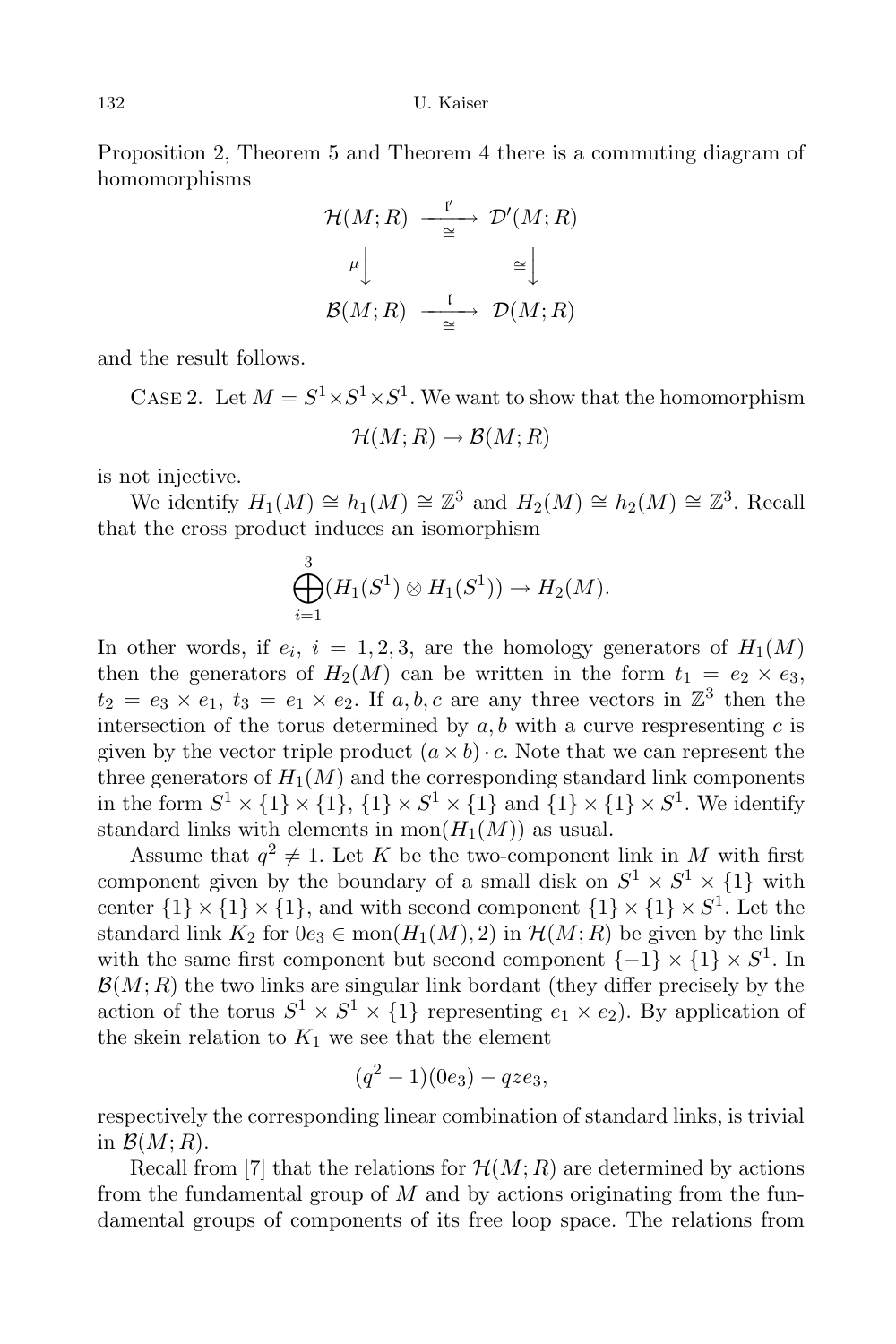Proposition 2, Theorem 5 and Theorem 4 there is a commuting diagram of homomorphisms

$$\begin{array}{ccc} \mathcal{H}(M;R) & \xrightarrow[\cong]{\mathfrak{l}'} & \mathcal{D}'(M;R) \\ \mu\big\downarrow & & \cong\big\downarrow \\ \mathcal{B}(M;R) & \xrightarrow[\cong]{\mathfrak{l}} & \mathcal{D}(M;R) \end{array}$$

and the result follows.

Case 2. Let $M = S^1 \times S^1 \times S^1$. We want to show that the homomorphism

$$\mathcal{H}(M;R) \to \mathcal{B}(M;R)$$

is not injective.

We identify $H_1(M) \cong h_1(M) \cong \mathbb{Z}^3$ and $H_2(M) \cong h_2(M) \cong \mathbb{Z}^3$. Recall that the cross product induces an isomorphism

$$\bigoplus_{i=1}^{3} (H_1(S^1) \otimes H_1(S^1)) \to H_2(M).$$

In other words, if $e_i$, $i = 1, 2, 3$, are the homology generators of $H_1(M)$ then the generators of $H_2(M)$ can be written in the form $t_1 = e_2 \times e_3$, $t_2 = e_3 \times e_1$, $t_3 = e_1 \times e_2$. If $a, b, c$ are any three vectors in $\mathbb{Z}^3$ then the intersection of the torus determined by $a, b$ with a curve respresenting $c$ is given by the vector triple product $(a \times b) \cdot c$. Note that we can represent the three generators of $H_1(M)$ and the corresponding standard link components in the form $S^1 \times \{1\} \times \{1\}$, $\{1\} \times S^1 \times \{1\}$ and $\{1\} \times \{1\} \times S^1$. We identify standard links with elements in $\mathrm{mon}(H_1(M))$ as usual.

Assume that $q^2 \neq 1$. Let $K$ be the two-component link in $M$ with first component given by the boundary of a small disk on $S^1 \times S^1 \times \{1\}$ with center $\{1\} \times \{1\} \times \{1\}$, and with second component $\{1\} \times \{1\} \times S^1$. Let the standard link $K_2$ for $0e_3 \in \mathrm{mon}(H_1(M), 2)$ in $\mathcal{H}(M;R)$ be given by the link with the same first component but second component $\{-1\} \times \{1\} \times S^1$. In $\mathcal{B}(M;R)$ the two links are singular link bordant (they differ precisely by the action of the torus $S^1 \times S^1 \times \{1\}$ representing $e_1 \times e_2$). By application of the skein relation to $K_1$ we see that the element

$$(q^2 - 1)(0e_3) - qze_3,$$

respectively the corresponding linear combination of standard links, is trivial in $\mathcal{B}(M;R)$.

Recall from [7] that the relations for $\mathcal{H}(M;R)$ are determined by actions from the fundamental group of $M$ and by actions originating from the fundamental groups of components of its free loop space. The relations from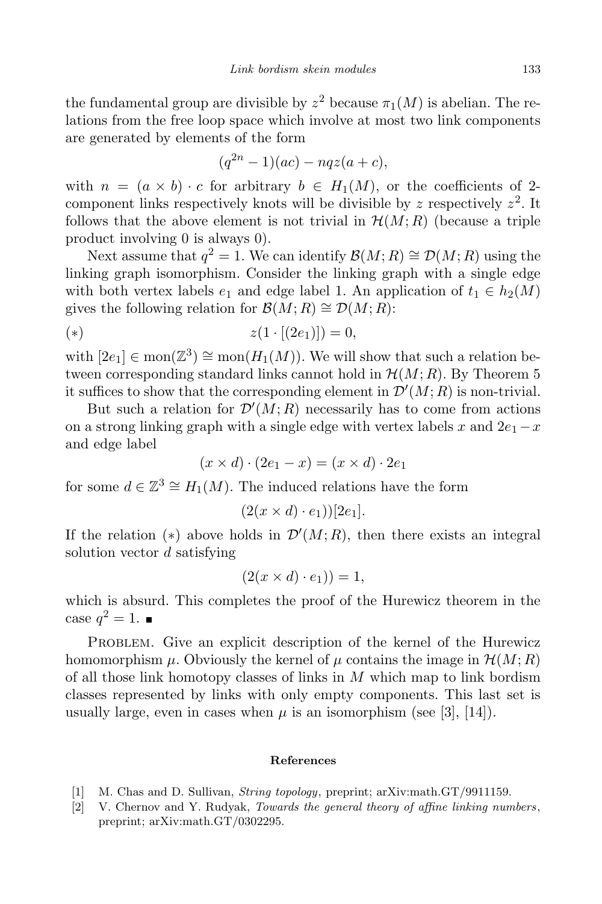the fundamental group are divisible by $z^2$ because $\pi_1(M)$ is abelian. The relations from the free loop space which involve at most two link components are generated by elements of the form

$$(q^{2n}-1)(ac) - nqz(a+c),$$

with $n = (a \times b) \cdot c$ for arbitrary $b \in H_1(M)$, or the coefficients of 2-component links respectively knots will be divisible by $z$ respectively $z^2$. It follows that the above element is not trivial in $\mathcal{H}(M;R)$ (because a triple product involving 0 is always 0).

Next assume that $q^2 = 1$. We can identify $\mathcal{B}(M;R) \cong \mathcal{D}(M;R)$ using the linking graph isomorphism. Consider the linking graph with a single edge with both vertex labels $e_1$ and edge label 1. An application of $t_1 \in h_2(M)$ gives the following relation for $\mathcal{B}(M;R) \cong \mathcal{D}(M;R)$:

$$(*) \qquad z(1 \cdot [(2e_1)]) = 0,$$

with $[2e_1] \in \operatorname{mon}(\mathbb{Z}^3) \cong \operatorname{mon}(H_1(M))$. We will show that such a relation between corresponding standard links cannot hold in $\mathcal{H}(M;R)$. By Theorem 5 it suffices to show that the corresponding element in $\mathcal{D}'(M;R)$ is non-trivial.

But such a relation for $\mathcal{D}'(M;R)$ necessarily has to come from actions on a strong linking graph with a single edge with vertex labels $x$ and $2e_1 - x$ and edge label

$$(x \times d) \cdot (2e_1 - x) = (x \times d) \cdot 2e_1$$

for some $d \in \mathbb{Z}^3 \cong H_1(M)$. The induced relations have the form

$$(2(x \times d) \cdot e_1))[2e_1].$$

If the relation $(*)$ above holds in $\mathcal{D}'(M;R)$, then there exists an integral solution vector $d$ satisfying

$$(2(x \times d) \cdot e_1)) = 1,$$

which is absurd. This completes the proof of the Hurewicz theorem in the case $q^2 = 1$. ∎

Problem. Give an explicit description of the kernel of the Hurewicz homomorphism $\mu$. Obviously the kernel of $\mu$ contains the image in $\mathcal{H}(M;R)$ of all those link homotopy classes of links in $M$ which map to link bordism classes represented by links with only empty components. This last set is usually large, even in cases when $\mu$ is an isomorphism (see [3], [14]).

## References

[1] M. Chas and D. Sullivan, *String topology*, preprint; arXiv:math.GT/9911159.

[2] V. Chernov and Y. Rudyak, *Towards the general theory of affine linking numbers*, preprint; arXiv:math.GT/0302295.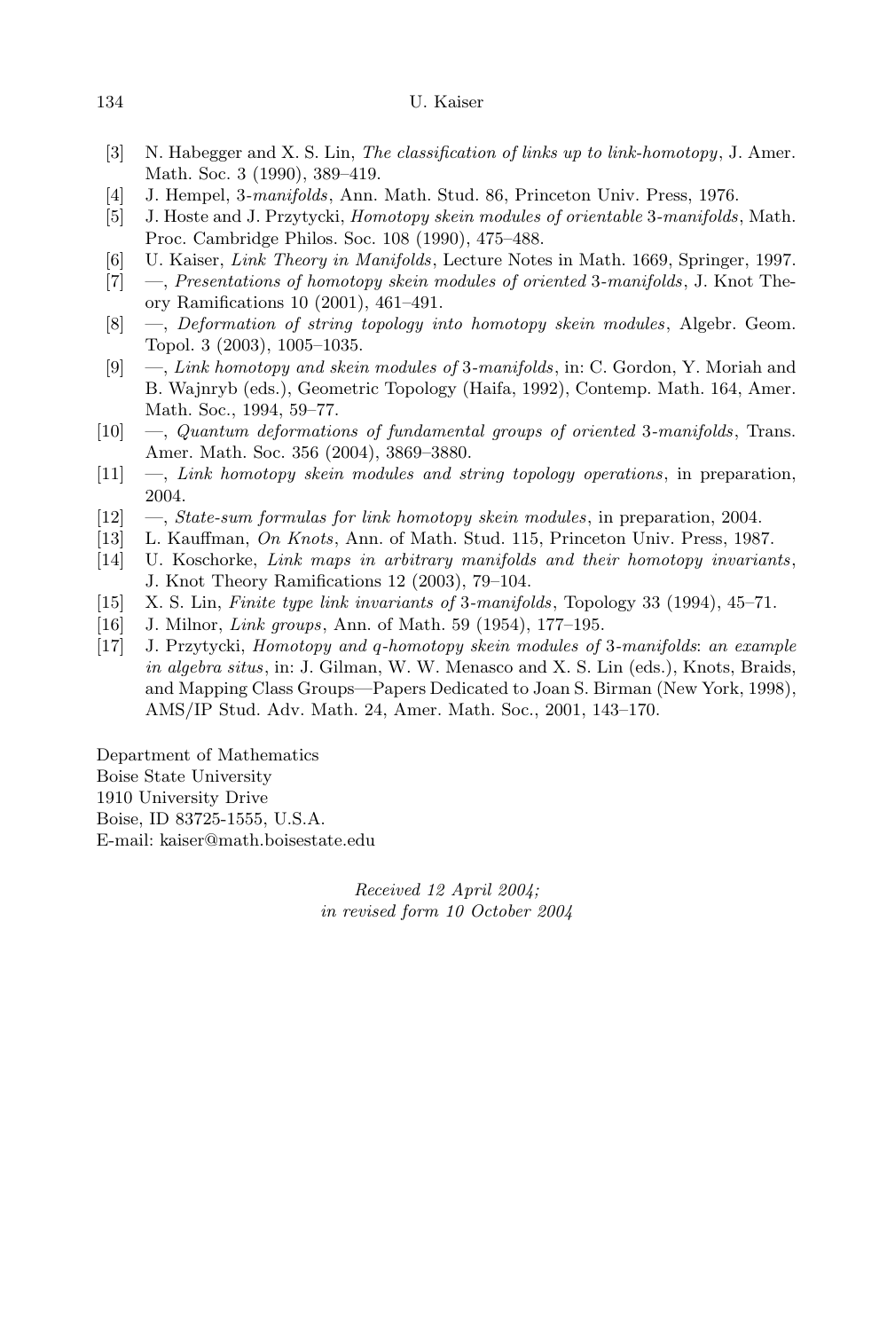[3] N. Habegger and X. S. Lin, *The classification of links up to link-homotopy*, J. Amer. Math. Soc. 3 (1990), 389–419.

[4] J. Hempel, *3-manifolds*, Ann. Math. Stud. 86, Princeton Univ. Press, 1976.

[5] J. Hoste and J. Przytycki, *Homotopy skein modules of orientable 3-manifolds*, Math. Proc. Cambridge Philos. Soc. 108 (1990), 475–488.

[6] U. Kaiser, *Link Theory in Manifolds*, Lecture Notes in Math. 1669, Springer, 1997.

[7] —, *Presentations of homotopy skein modules of oriented 3-manifolds*, J. Knot Theory Ramifications 10 (2001), 461–491.

[8] —, *Deformation of string topology into homotopy skein modules*, Algebr. Geom. Topol. 3 (2003), 1005–1035.

[9] —, *Link homotopy and skein modules of 3-manifolds*, in: C. Gordon, Y. Moriah and B. Wajnryb (eds.), Geometric Topology (Haifa, 1992), Contemp. Math. 164, Amer. Math. Soc., 1994, 59–77.

[10] —, *Quantum deformations of fundamental groups of oriented 3-manifolds*, Trans. Amer. Math. Soc. 356 (2004), 3869–3880.

[11] —, *Link homotopy skein modules and string topology operations*, in preparation, 2004.

[12] —, *State-sum formulas for link homotopy skein modules*, in preparation, 2004.

[13] L. Kauffman, *On Knots*, Ann. of Math. Stud. 115, Princeton Univ. Press, 1987.

[14] U. Koschorke, *Link maps in arbitrary manifolds and their homotopy invariants*, J. Knot Theory Ramifications 12 (2003), 79–104.

[15] X. S. Lin, *Finite type link invariants of 3-manifolds*, Topology 33 (1994), 45–71.

[16] J. Milnor, *Link groups*, Ann. of Math. 59 (1954), 177–195.

[17] J. Przytycki, *Homotopy and q-homotopy skein modules of 3-manifolds: an example in algebra situs*, in: J. Gilman, W. W. Menasco and X. S. Lin (eds.), Knots, Braids, and Mapping Class Groups—Papers Dedicated to Joan S. Birman (New York, 1998), AMS/IP Stud. Adv. Math. 24, Amer. Math. Soc., 2001, 143–170.

Department of Mathematics
Boise State University
1910 University Drive
Boise, ID 83725-1555, U.S.A.
E-mail: kaiser@math.boisestate.edu

*Received 12 April 2004;*
*in revised form 10 October 2004*